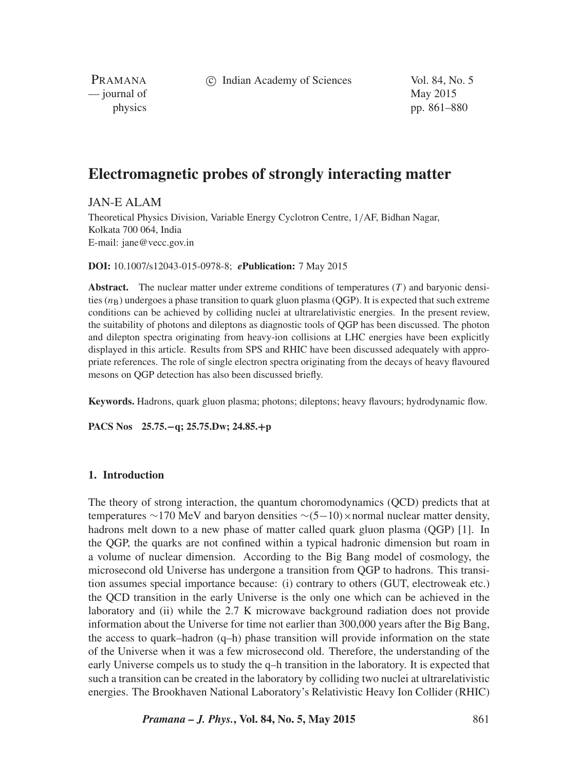# Electromagnetic probes of strongly interacting matter

JAN-E ALAM

Theoretical Physics Division, Variable Energy Cyclotron Centre, 1/AF, Bidhan Nagar, Kolkata 700 064, India
E-mail: jane@vecc.gov.in

**DOI:** 10.1007/s12043-015-0978-8; ***e*Publication:** 7 May 2015

**Abstract.** The nuclear matter under extreme conditions of temperatures ($T$) and baryonic densities ($n_B$) undergoes a phase transition to quark gluon plasma (QGP). It is expected that such extreme conditions can be achieved by colliding nuclei at ultrarelativistic energies. In the present review, the suitability of photons and dileptons as diagnostic tools of QGP has been discussed. The photon and dilepton spectra originating from heavy-ion collisions at LHC energies have been explicitly displayed in this article. Results from SPS and RHIC have been discussed adequately with appropriate references. The role of single electron spectra originating from the decays of heavy flavoured mesons on QGP detection has also been discussed briefly.

**Keywords.** Hadrons, quark gluon plasma; photons; dileptons; heavy flavours; hydrodynamic flow.

**PACS Nos** 25.75.−q; 25.75.Dw; 24.85.+p

## 1. Introduction

The theory of strong interaction, the quantum choromodynamics (QCD) predicts that at temperatures $\sim$170 MeV and baryon densities $\sim(5-10)\times$normal nuclear matter density, hadrons melt down to a new phase of matter called quark gluon plasma (QGP) [1]. In the QGP, the quarks are not confined within a typical hadronic dimension but roam in a volume of nuclear dimension. According to the Big Bang model of cosmology, the microsecond old Universe has undergone a transition from QGP to hadrons. This transition assumes special importance because: (i) contrary to others (GUT, electroweak etc.) the QCD transition in the early Universe is the only one which can be achieved in the laboratory and (ii) while the 2.7 K microwave background radiation does not provide information about the Universe for time not earlier than 300,000 years after the Big Bang, the access to quark–hadron (q–h) phase transition will provide information on the state of the Universe when it was a few microsecond old. Therefore, the understanding of the early Universe compels us to study the q–h transition in the laboratory. It is expected that such a transition can be created in the laboratory by colliding two nuclei at ultrarelativistic energies. The Brookhaven National Laboratory's Relativistic Heavy Ion Collider (RHIC)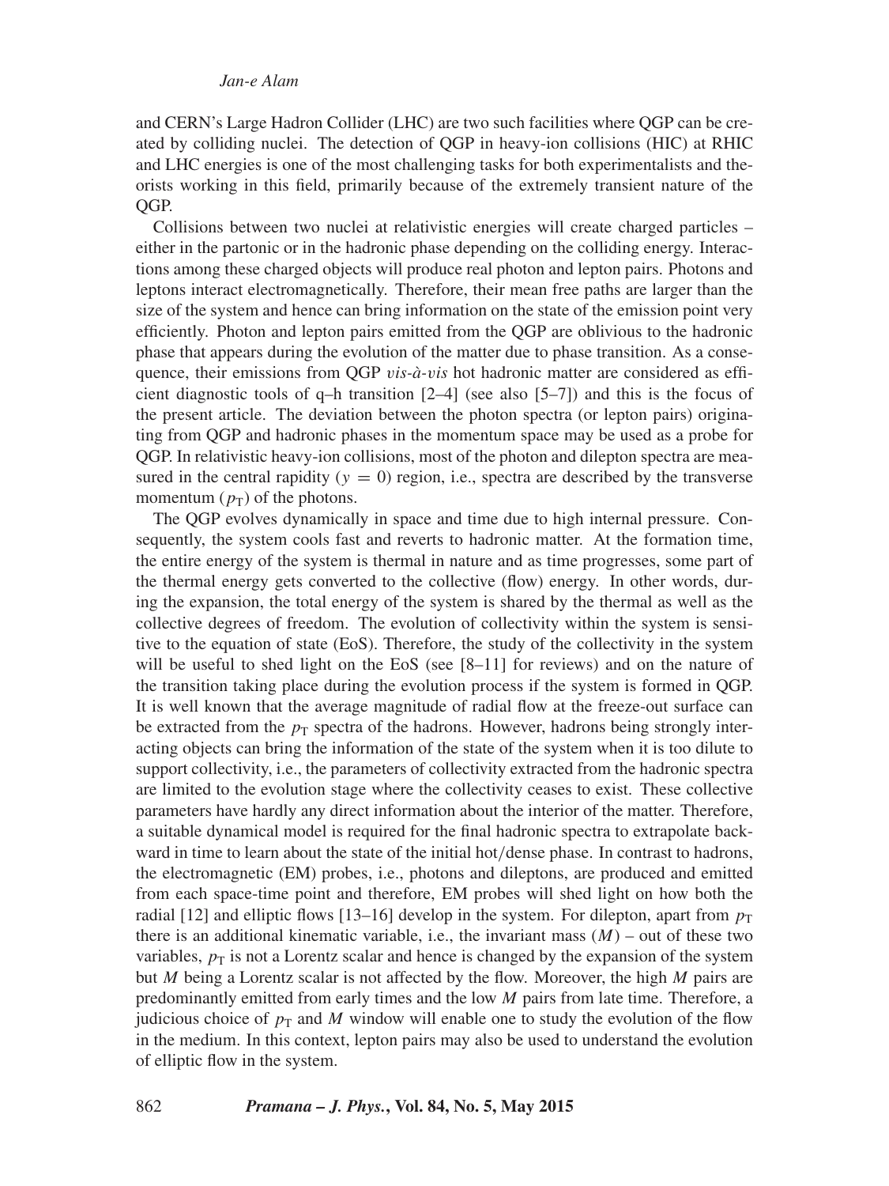and CERN's Large Hadron Collider (LHC) are two such facilities where QGP can be created by colliding nuclei. The detection of QGP in heavy-ion collisions (HIC) at RHIC and LHC energies is one of the most challenging tasks for both experimentalists and theorists working in this field, primarily because of the extremely transient nature of the QGP.

Collisions between two nuclei at relativistic energies will create charged particles – either in the partonic or in the hadronic phase depending on the colliding energy. Interactions among these charged objects will produce real photon and lepton pairs. Photons and leptons interact electromagnetically. Therefore, their mean free paths are larger than the size of the system and hence can bring information on the state of the emission point very efficiently. Photon and lepton pairs emitted from the QGP are oblivious to the hadronic phase that appears during the evolution of the matter due to phase transition. As a consequence, their emissions from QGP *vis-à-vis* hot hadronic matter are considered as efficient diagnostic tools of q–h transition [2–4] (see also [5–7]) and this is the focus of the present article. The deviation between the photon spectra (or lepton pairs) originating from QGP and hadronic phases in the momentum space may be used as a probe for QGP. In relativistic heavy-ion collisions, most of the photon and dilepton spectra are measured in the central rapidity ($y = 0$) region, i.e., spectra are described by the transverse momentum ($p_T$) of the photons.

The QGP evolves dynamically in space and time due to high internal pressure. Consequently, the system cools fast and reverts to hadronic matter. At the formation time, the entire energy of the system is thermal in nature and as time progresses, some part of the thermal energy gets converted to the collective (flow) energy. In other words, during the expansion, the total energy of the system is shared by the thermal as well as the collective degrees of freedom. The evolution of collectivity within the system is sensitive to the equation of state (EoS). Therefore, the study of the collectivity in the system will be useful to shed light on the EoS (see [8–11] for reviews) and on the nature of the transition taking place during the evolution process if the system is formed in QGP. It is well known that the average magnitude of radial flow at the freeze-out surface can be extracted from the $p_T$ spectra of the hadrons. However, hadrons being strongly interacting objects can bring the information of the state of the system when it is too dilute to support collectivity, i.e., the parameters of collectivity extracted from the hadronic spectra are limited to the evolution stage where the collectivity ceases to exist. These collective parameters have hardly any direct information about the interior of the matter. Therefore, a suitable dynamical model is required for the final hadronic spectra to extrapolate backward in time to learn about the state of the initial hot/dense phase. In contrast to hadrons, the electromagnetic (EM) probes, i.e., photons and dileptons, are produced and emitted from each space-time point and therefore, EM probes will shed light on how both the radial [12] and elliptic flows [13–16] develop in the system. For dilepton, apart from $p_T$ there is an additional kinematic variable, i.e., the invariant mass ($M$) – out of these two variables, $p_T$ is not a Lorentz scalar and hence is changed by the expansion of the system but $M$ being a Lorentz scalar is not affected by the flow. Moreover, the high $M$ pairs are predominantly emitted from early times and the low $M$ pairs from late time. Therefore, a judicious choice of $p_T$ and $M$ window will enable one to study the evolution of the flow in the medium. In this context, lepton pairs may also be used to understand the evolution of elliptic flow in the system.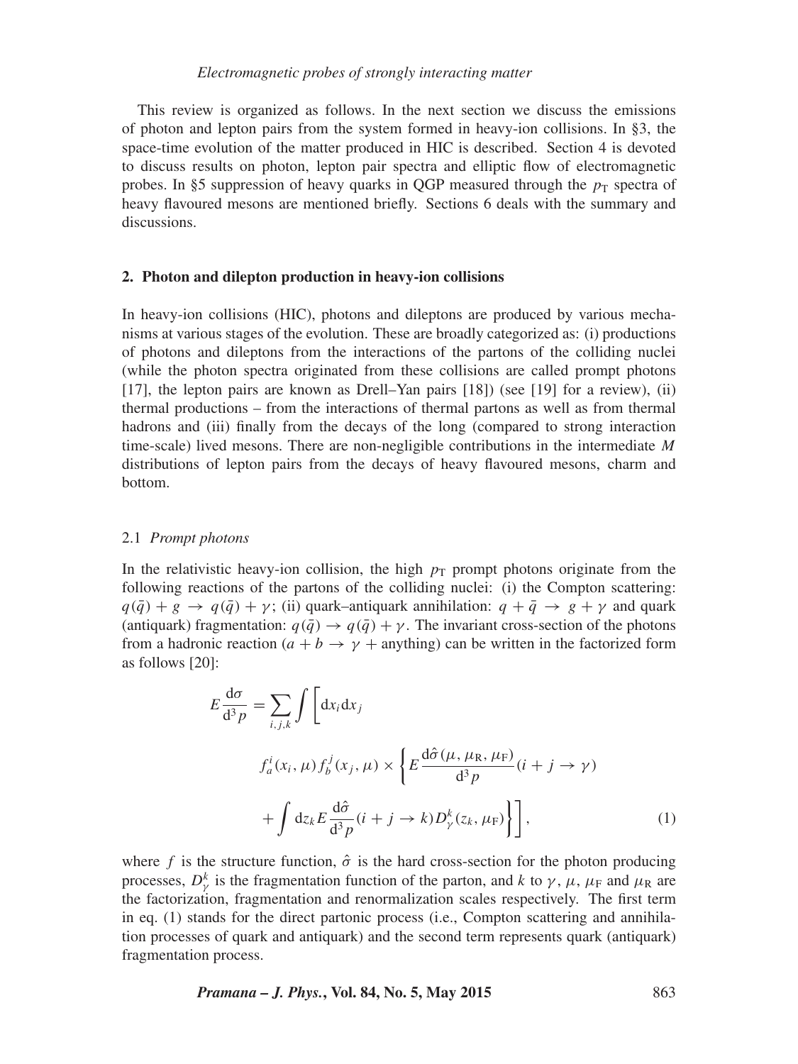This review is organized as follows. In the next section we discuss the emissions of photon and lepton pairs from the system formed in heavy-ion collisions. In §3, the space-time evolution of the matter produced in HIC is described. Section 4 is devoted to discuss results on photon, lepton pair spectra and elliptic flow of electromagnetic probes. In §5 suppression of heavy quarks in QGP measured through the $p_T$ spectra of heavy flavoured mesons are mentioned briefly. Sections 6 deals with the summary and discussions.

## 2. Photon and dilepton production in heavy-ion collisions

In heavy-ion collisions (HIC), photons and dileptons are produced by various mechanisms at various stages of the evolution. These are broadly categorized as: (i) productions of photons and dileptons from the interactions of the partons of the colliding nuclei (while the photon spectra originated from these collisions are called prompt photons [17], the lepton pairs are known as Drell–Yan pairs [18]) (see [19] for a review), (ii) thermal productions – from the interactions of thermal partons as well as from thermal hadrons and (iii) finally from the decays of the long (compared to strong interaction time-scale) lived mesons. There are non-negligible contributions in the intermediate $M$ distributions of lepton pairs from the decays of heavy flavoured mesons, charm and bottom.

### 2.1 *Prompt photons*

In the relativistic heavy-ion collision, the high $p_T$ prompt photons originate from the following reactions of the partons of the colliding nuclei: (i) the Compton scattering: $q(\bar{q}) + g \rightarrow q(\bar{q}) + \gamma$; (ii) quark–antiquark annihilation: $q + \bar{q} \rightarrow g + \gamma$ and quark (antiquark) fragmentation: $q(\bar{q}) \rightarrow q(\bar{q}) + \gamma$. The invariant cross-section of the photons from a hadronic reaction ($a + b \rightarrow \gamma +$ anything) can be written in the factorized form as follows [20]:

$$
\begin{aligned}
E\frac{\mathrm{d}\sigma}{\mathrm{d}^3 p} = \sum_{i,j,k} \int \Bigg[ &\mathrm{d}x_i \mathrm{d}x_j \\
&f_a^i(x_i, \mu) f_b^j(x_j, \mu) \times \Bigg\{ E\frac{\mathrm{d}\hat{\sigma}(\mu, \mu_\mathrm{R}, \mu_\mathrm{F})}{\mathrm{d}^3 p}(i + j \rightarrow \gamma) \\
&+ \int \mathrm{d}z_k E\frac{\mathrm{d}\hat{\sigma}}{\mathrm{d}^3 p}(i + j \rightarrow k) D_\gamma^k(z_k, \mu_\mathrm{F}) \Bigg\} \Bigg],
\end{aligned}
\tag{1}
$$

where $f$ is the structure function, $\hat{\sigma}$ is the hard cross-section for the photon producing processes, $D_\gamma^k$ is the fragmentation function of the parton, and $k$ to $\gamma$, $\mu$, $\mu_\mathrm{F}$ and $\mu_\mathrm{R}$ are the factorization, fragmentation and renormalization scales respectively. The first term in eq. (1) stands for the direct partonic process (i.e., Compton scattering and annihilation processes of quark and antiquark) and the second term represents quark (antiquark) fragmentation process.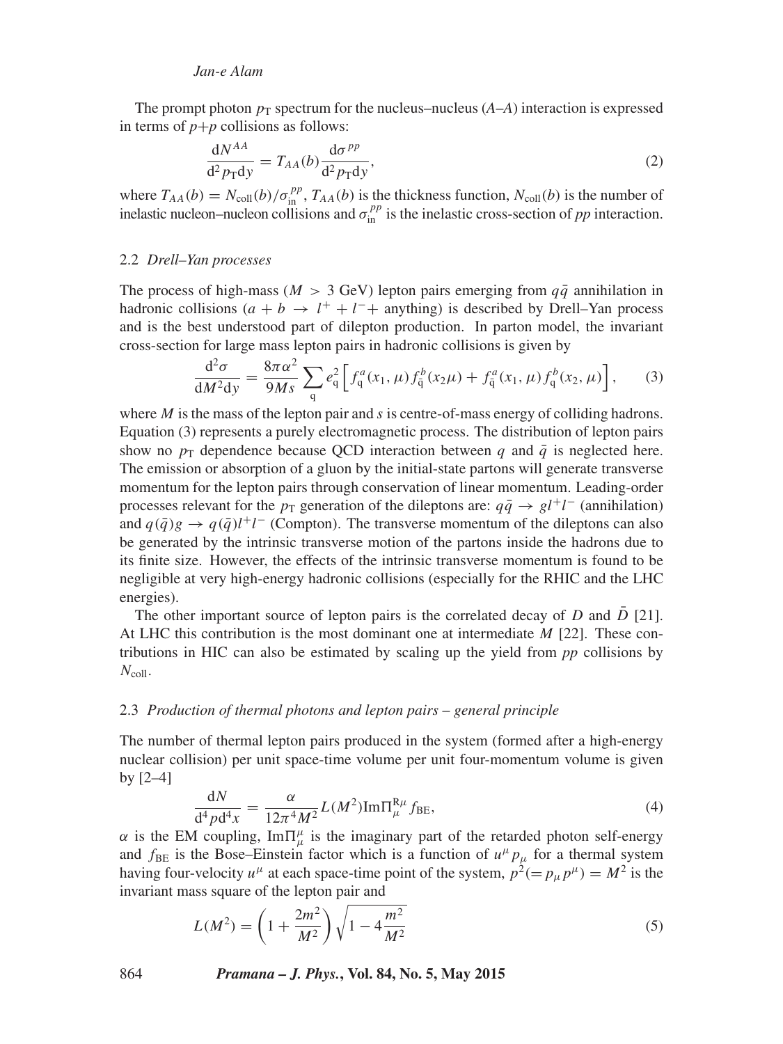The prompt photon $p_T$ spectrum for the nucleus–nucleus ($A$–$A$) interaction is expressed in terms of $p$+$p$ collisions as follows:

$$\frac{\mathrm{d}N^{AA}}{\mathrm{d}^2 p_T \mathrm{d}y} = T_{AA}(b) \frac{\mathrm{d}\sigma^{pp}}{\mathrm{d}^2 p_T \mathrm{d}y}, \tag{2}$$

where $T_{AA}(b) = N_{\mathrm{coll}}(b)/\sigma_{\mathrm{in}}^{pp}$, $T_{AA}(b)$ is the thickness function, $N_{\mathrm{coll}}(b)$ is the number of inelastic nucleon–nucleon collisions and $\sigma_{\mathrm{in}}^{pp}$ is the inelastic cross-section of $pp$ interaction.

### 2.2 *Drell–Yan processes*

The process of high-mass ($M > 3$ GeV) lepton pairs emerging from $q\bar{q}$ annihilation in hadronic collisions ($a + b \rightarrow l^+ + l^- +$ anything) is described by Drell–Yan process and is the best understood part of dilepton production. In parton model, the invariant cross-section for large mass lepton pairs in hadronic collisions is given by

$$\frac{\mathrm{d}^2\sigma}{\mathrm{d}M^2 \mathrm{d}y} = \frac{8\pi\alpha^2}{9Ms} \sum_{\mathrm{q}} e_{\mathrm{q}}^2 \left[ f_{\mathrm{q}}^a(x_1, \mu) f_{\bar{\mathrm{q}}}^b(x_2 \mu) + f_{\bar{\mathrm{q}}}^a(x_1, \mu) f_{\mathrm{q}}^b(x_2, \mu) \right], \tag{3}$$

where $M$ is the mass of the lepton pair and $s$ is centre-of-mass energy of colliding hadrons. Equation (3) represents a purely electromagnetic process. The distribution of lepton pairs show no $p_T$ dependence because QCD interaction between $q$ and $\bar{q}$ is neglected here. The emission or absorption of a gluon by the initial-state partons will generate transverse momentum for the lepton pairs through conservation of linear momentum. Leading-order processes relevant for the $p_T$ generation of the dileptons are: $q\bar{q} \rightarrow gl^+l^-$ (annihilation) and $q(\bar{q})g \rightarrow q(\bar{q})l^+l^-$ (Compton). The transverse momentum of the dileptons can also be generated by the intrinsic transverse motion of the partons inside the hadrons due to its finite size. However, the effects of the intrinsic transverse momentum is found to be negligible at very high-energy hadronic collisions (especially for the RHIC and the LHC energies).

The other important source of lepton pairs is the correlated decay of $D$ and $\bar{D}$ [21]. At LHC this contribution is the most dominant one at intermediate $M$ [22]. These contributions in HIC can also be estimated by scaling up the yield from $pp$ collisions by $N_{\mathrm{coll}}$.

### 2.3 *Production of thermal photons and lepton pairs – general principle*

The number of thermal lepton pairs produced in the system (formed after a high-energy nuclear collision) per unit space-time volume per unit four-momentum volume is given by [2–4]

$$\frac{\mathrm{d}N}{\mathrm{d}^4 p \mathrm{d}^4 x} = \frac{\alpha}{12\pi^4 M^2} L(M^2) \mathrm{Im}\Pi_{\mu}^{\mathrm{R}\mu} f_{\mathrm{BE}}, \tag{4}$$

$\alpha$ is the EM coupling, $\mathrm{Im}\Pi_{\mu}^{\mu}$ is the imaginary part of the retarded photon self-energy and $f_{\mathrm{BE}}$ is the Bose–Einstein factor which is a function of $u^\mu p_\mu$ for a thermal system having four-velocity $u^\mu$ at each space-time point of the system, $p^2 (= p_\mu p^\mu) = M^2$ is the invariant mass square of the lepton pair and

$$L(M^2) = \left(1 + \frac{2m^2}{M^2}\right) \sqrt{1 - 4\frac{m^2}{M^2}} \tag{5}$$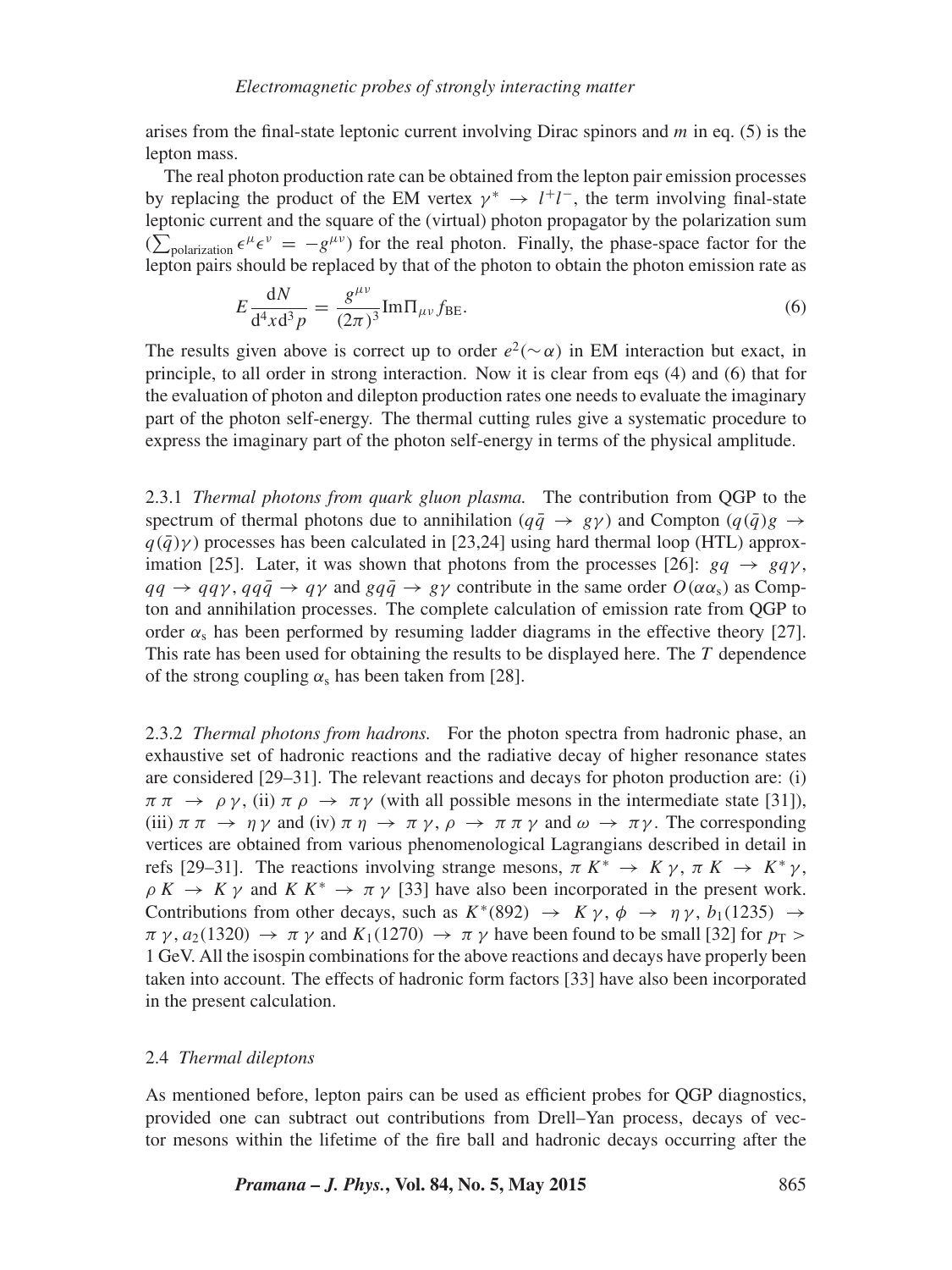arises from the final-state leptonic current involving Dirac spinors and $m$ in eq. (5) is the lepton mass.

The real photon production rate can be obtained from the lepton pair emission processes by replacing the product of the EM vertex $\gamma^* \rightarrow l^+l^-$, the term involving final-state leptonic current and the square of the (virtual) photon propagator by the polarization sum ($\sum_{\text{polarization}} \epsilon^\mu \epsilon^\nu = -g^{\mu\nu}$) for the real photon. Finally, the phase-space factor for the lepton pairs should be replaced by that of the photon to obtain the photon emission rate as

$$E\frac{\mathrm{d}N}{\mathrm{d}^4x\mathrm{d}^3p} = \frac{g^{\mu\nu}}{(2\pi)^3}\mathrm{Im}\Pi_{\mu\nu} f_{\mathrm{BE}}. \tag{6}$$

The results given above is correct up to order $e^2(\sim\alpha)$ in EM interaction but exact, in principle, to all order in strong interaction. Now it is clear from eqs (4) and (6) that for the evaluation of photon and dilepton production rates one needs to evaluate the imaginary part of the photon self-energy. The thermal cutting rules give a systematic procedure to express the imaginary part of the photon self-energy in terms of the physical amplitude.

2.3.1 *Thermal photons from quark gluon plasma.* The contribution from QGP to the spectrum of thermal photons due to annihilation ($q\bar{q} \rightarrow g\gamma$) and Compton ($q(\bar{q})g \rightarrow q(\bar{q})\gamma$) processes has been calculated in [23,24] using hard thermal loop (HTL) approximation [25]. Later, it was shown that photons from the processes [26]: $gq \rightarrow gq\gamma$, $qq \rightarrow qq\gamma$, $qq\bar{q} \rightarrow q\gamma$ and $gq\bar{q} \rightarrow g\gamma$ contribute in the same order $O(\alpha\alpha_s)$ as Compton and annihilation processes. The complete calculation of emission rate from QGP to order $\alpha_s$ has been performed by resuming ladder diagrams in the effective theory [27]. This rate has been used for obtaining the results to be displayed here. The $T$ dependence of the strong coupling $\alpha_s$ has been taken from [28].

2.3.2 *Thermal photons from hadrons.* For the photon spectra from hadronic phase, an exhaustive set of hadronic reactions and the radiative decay of higher resonance states are considered [29–31]. The relevant reactions and decays for photon production are: (i) $\pi\,\pi \rightarrow \rho\,\gamma$, (ii) $\pi\,\rho \rightarrow \pi\gamma$ (with all possible mesons in the intermediate state [31]), (iii) $\pi\,\pi \rightarrow \eta\,\gamma$ and (iv) $\pi\,\eta \rightarrow \pi\,\gamma$, $\rho \rightarrow \pi\,\pi\,\gamma$ and $\omega \rightarrow \pi\gamma$. The corresponding vertices are obtained from various phenomenological Lagrangians described in detail in refs [29–31]. The reactions involving strange mesons, $\pi\,K^* \rightarrow K\,\gamma$, $\pi\,K \rightarrow K^*\gamma$, $\rho\,K \rightarrow K\,\gamma$ and $K\,K^* \rightarrow \pi\,\gamma$ [33] have also been incorporated in the present work. Contributions from other decays, such as $K^*(892) \rightarrow K\,\gamma$, $\phi \rightarrow \eta\,\gamma$, $b_1(1235) \rightarrow \pi\,\gamma$, $a_2(1320) \rightarrow \pi\,\gamma$ and $K_1(1270) \rightarrow \pi\,\gamma$ have been found to be small [32] for $p_{\mathrm{T}} > 1$ GeV. All the isospin combinations for the above reactions and decays have properly been taken into account. The effects of hadronic form factors [33] have also been incorporated in the present calculation.

### 2.4 *Thermal dileptons*

As mentioned before, lepton pairs can be used as efficient probes for QGP diagnostics, provided one can subtract out contributions from Drell–Yan process, decays of vector mesons within the lifetime of the fire ball and hadronic decays occurring after the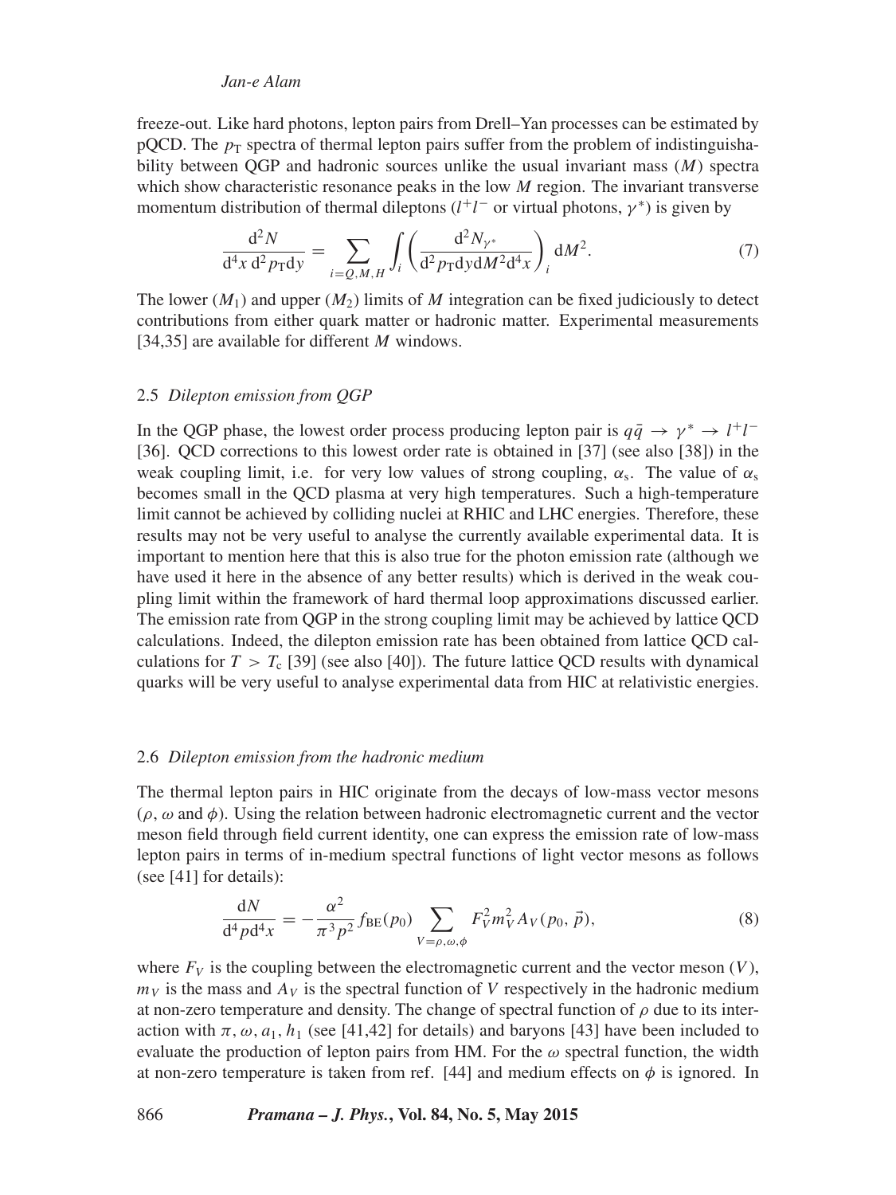freeze-out. Like hard photons, lepton pairs from Drell–Yan processes can be estimated by pQCD. The $p_T$ spectra of thermal lepton pairs suffer from the problem of indistinguishability between QGP and hadronic sources unlike the usual invariant mass ($M$) spectra which show characteristic resonance peaks in the low $M$ region. The invariant transverse momentum distribution of thermal dileptons ($l^+l^-$ or virtual photons, $\gamma^*$) is given by

$$\frac{\mathrm{d}^2 N}{\mathrm{d}^4 x\, \mathrm{d}^2 p_T \mathrm{d}y} = \sum_{i=Q,M,H} \int_i \left( \frac{\mathrm{d}^2 N_{\gamma^*}}{\mathrm{d}^2 p_T \mathrm{d}y \mathrm{d}M^2 \mathrm{d}^4 x} \right)_i \mathrm{d}M^2. \tag{7}$$

The lower ($M_1$) and upper ($M_2$) limits of $M$ integration can be fixed judiciously to detect contributions from either quark matter or hadronic matter. Experimental measurements [34,35] are available for different $M$ windows.

### 2.5 *Dilepton emission from QGP*

In the QGP phase, the lowest order process producing lepton pair is $q\bar{q} \to \gamma^* \to l^+l^-$ [36]. QCD corrections to this lowest order rate is obtained in [37] (see also [38]) in the weak coupling limit, i.e. for very low values of strong coupling, $\alpha_s$. The value of $\alpha_s$ becomes small in the QCD plasma at very high temperatures. Such a high-temperature limit cannot be achieved by colliding nuclei at RHIC and LHC energies. Therefore, these results may not be very useful to analyse the currently available experimental data. It is important to mention here that this is also true for the photon emission rate (although we have used it here in the absence of any better results) which is derived in the weak coupling limit within the framework of hard thermal loop approximations discussed earlier. The emission rate from QGP in the strong coupling limit may be achieved by lattice QCD calculations. Indeed, the dilepton emission rate has been obtained from lattice QCD calculations for $T > T_c$ [39] (see also [40]). The future lattice QCD results with dynamical quarks will be very useful to analyse experimental data from HIC at relativistic energies.

### 2.6 *Dilepton emission from the hadronic medium*

The thermal lepton pairs in HIC originate from the decays of low-mass vector mesons ($\rho$, $\omega$ and $\phi$). Using the relation between hadronic electromagnetic current and the vector meson field through field current identity, one can express the emission rate of low-mass lepton pairs in terms of in-medium spectral functions of light vector mesons as follows (see [41] for details):

$$\frac{\mathrm{d}N}{\mathrm{d}^4 p \mathrm{d}^4 x} = -\frac{\alpha^2}{\pi^3 p^2} f_{\mathrm{BE}}(p_0) \sum_{V=\rho,\omega,\phi} F_V^2 m_V^2 A_V(p_0, \vec{p}), \tag{8}$$

where $F_V$ is the coupling between the electromagnetic current and the vector meson ($V$), $m_V$ is the mass and $A_V$ is the spectral function of $V$ respectively in the hadronic medium at non-zero temperature and density. The change of spectral function of $\rho$ due to its interaction with $\pi$, $\omega$, $a_1$, $h_1$ (see [41,42] for details) and baryons [43] have been included to evaluate the production of lepton pairs from HM. For the $\omega$ spectral function, the width at non-zero temperature is taken from ref. [44] and medium effects on $\phi$ is ignored. In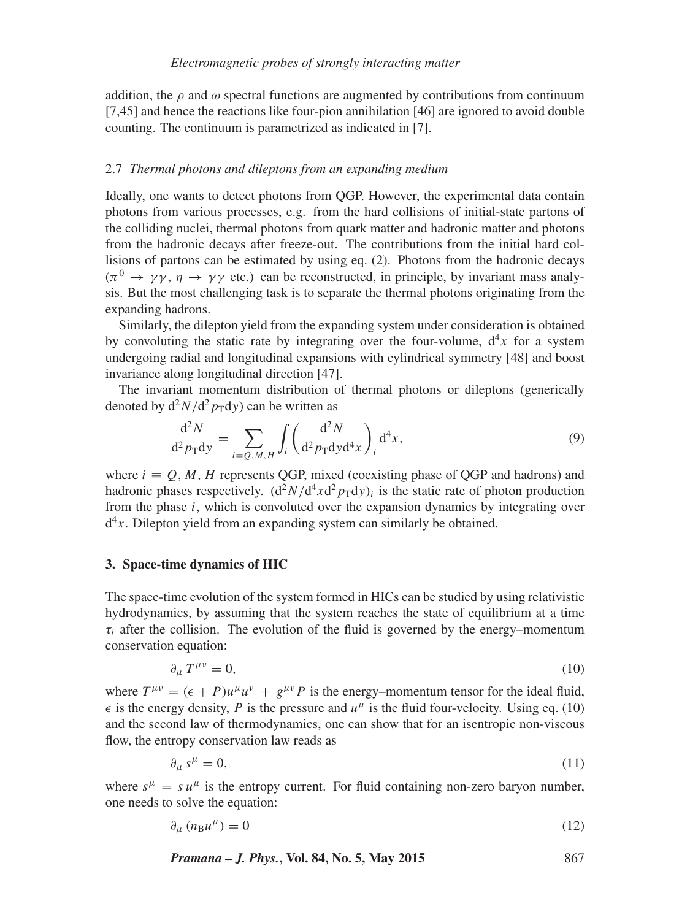addition, the $\rho$ and $\omega$ spectral functions are augmented by contributions from continuum [7,45] and hence the reactions like four-pion annihilation [46] are ignored to avoid double counting. The continuum is parametrized as indicated in [7].

### 2.7 *Thermal photons and dileptons from an expanding medium*

Ideally, one wants to detect photons from QGP. However, the experimental data contain photons from various processes, e.g. from the hard collisions of initial-state partons of the colliding nuclei, thermal photons from quark matter and hadronic matter and photons from the hadronic decays after freeze-out. The contributions from the initial hard collisions of partons can be estimated by using eq. (2). Photons from the hadronic decays ($\pi^0 \to \gamma\gamma$, $\eta \to \gamma\gamma$ etc.) can be reconstructed, in principle, by invariant mass analysis. But the most challenging task is to separate the thermal photons originating from the expanding hadrons.

Similarly, the dilepton yield from the expanding system under consideration is obtained by convoluting the static rate by integrating over the four-volume, $\mathrm{d}^4x$ for a system undergoing radial and longitudinal expansions with cylindrical symmetry [48] and boost invariance along longitudinal direction [47].

The invariant momentum distribution of thermal photons or dileptons (generically denoted by $\mathrm{d}^2N/\mathrm{d}^2p_\mathrm{T}\mathrm{d}y$) can be written as

$$\frac{\mathrm{d}^2N}{\mathrm{d}^2p_\mathrm{T}\mathrm{d}y} = \sum_{i=Q,M,H} \int_i \left(\frac{\mathrm{d}^2N}{\mathrm{d}^2p_\mathrm{T}\mathrm{d}y\mathrm{d}^4x}\right)_i \mathrm{d}^4x, \tag{9}$$

where $i \equiv Q, M, H$ represents QGP, mixed (coexisting phase of QGP and hadrons) and hadronic phases respectively. $(\mathrm{d}^2N/\mathrm{d}^4x\mathrm{d}^2p_\mathrm{T}\mathrm{d}y)_i$ is the static rate of photon production from the phase $i$, which is convoluted over the expansion dynamics by integrating over $\mathrm{d}^4x$. Dilepton yield from an expanding system can similarly be obtained.

## 3. Space-time dynamics of HIC

The space-time evolution of the system formed in HICs can be studied by using relativistic hydrodynamics, by assuming that the system reaches the state of equilibrium at a time $\tau_i$ after the collision. The evolution of the fluid is governed by the energy–momentum conservation equation:

$$\partial_\mu T^{\mu\nu} = 0, \tag{10}$$

where $T^{\mu\nu} = (\epsilon + P)u^\mu u^\nu + g^{\mu\nu}P$ is the energy–momentum tensor for the ideal fluid, $\epsilon$ is the energy density, $P$ is the pressure and $u^\mu$ is the fluid four-velocity. Using eq. (10) and the second law of thermodynamics, one can show that for an isentropic non-viscous flow, the entropy conservation law reads as

$$\partial_\mu s^\mu = 0, \tag{11}$$

where $s^\mu = s\,u^\mu$ is the entropy current. For fluid containing non-zero baryon number, one needs to solve the equation:

$$\partial_\mu (n_\mathrm{B}u^\mu) = 0 \tag{12}$$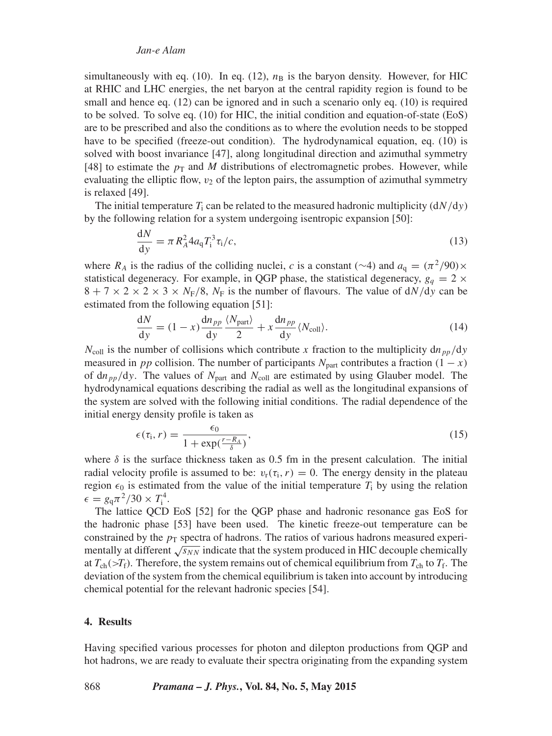simultaneously with eq. (10). In eq. (12), $n_B$ is the baryon density. However, for HIC at RHIC and LHC energies, the net baryon at the central rapidity region is found to be small and hence eq. (12) can be ignored and in such a scenario only eq. (10) is required to be solved. To solve eq. (10) for HIC, the initial condition and equation-of-state (EoS) are to be prescribed and also the conditions as to where the evolution needs to be stopped have to be specified (freeze-out condition). The hydrodynamical equation, eq. (10) is solved with boost invariance [47], along longitudinal direction and azimuthal symmetry [48] to estimate the $p_T$ and $M$ distributions of electromagnetic probes. However, while evaluating the elliptic flow, $v_2$ of the lepton pairs, the assumption of azimuthal symmetry is relaxed [49].

The initial temperature $T_i$ can be related to the measured hadronic multiplicity ($dN/dy$) by the following relation for a system undergoing isentropic expansion [50]:

$$\frac{dN}{dy} = \pi R_A^2 4 a_q T_i^3 \tau_i / c, \tag{13}$$

where $R_A$ is the radius of the colliding nuclei, $c$ is a constant ($\sim$4) and $a_q = (\pi^2/90) \times$ statistical degeneracy. For example, in QGP phase, the statistical degeneracy, $g_q = 2 \times 8 + 7 \times 2 \times 2 \times 3 \times N_F/8$, $N_F$ is the number of flavours. The value of $dN/dy$ can be estimated from the following equation [51]:

$$\frac{dN}{dy} = (1-x)\frac{dn_{pp}}{dy}\frac{\langle N_{\text{part}}\rangle}{2} + x\frac{dn_{pp}}{dy}\langle N_{\text{coll}}\rangle. \tag{14}$$

$N_{\text{coll}}$ is the number of collisions which contribute $x$ fraction to the multiplicity $dn_{pp}/dy$ measured in $pp$ collision. The number of participants $N_{\text{part}}$ contributes a fraction $(1-x)$ of $dn_{pp}/dy$. The values of $N_{\text{part}}$ and $N_{\text{coll}}$ are estimated by using Glauber model. The hydrodynamical equations describing the radial as well as the longitudinal expansions of the system are solved with the following initial conditions. The radial dependence of the initial energy density profile is taken as

$$\epsilon(\tau_i, r) = \frac{\epsilon_0}{1 + \exp(\frac{r - R_A}{\delta})}, \tag{15}$$

where $\delta$ is the surface thickness taken as 0.5 fm in the present calculation. The initial radial velocity profile is assumed to be: $v_r(\tau_i, r) = 0$. The energy density in the plateau region $\epsilon_0$ is estimated from the value of the initial temperature $T_i$ by using the relation $\epsilon = g_q \pi^2/30 \times T_i^4$.

The lattice QCD EoS [52] for the QGP phase and hadronic resonance gas EoS for the hadronic phase [53] have been used. The kinetic freeze-out temperature can be constrained by the $p_T$ spectra of hadrons. The ratios of various hadrons measured experimentally at different $\sqrt{s_{NN}}$ indicate that the system produced in HIC decouple chemically at $T_{\text{ch}}(>T_f)$. Therefore, the system remains out of chemical equilibrium from $T_{\text{ch}}$ to $T_f$. The deviation of the system from the chemical equilibrium is taken into account by introducing chemical potential for the relevant hadronic species [54].

## 4. Results

Having specified various processes for photon and dilepton productions from QGP and hot hadrons, we are ready to evaluate their spectra originating from the expanding system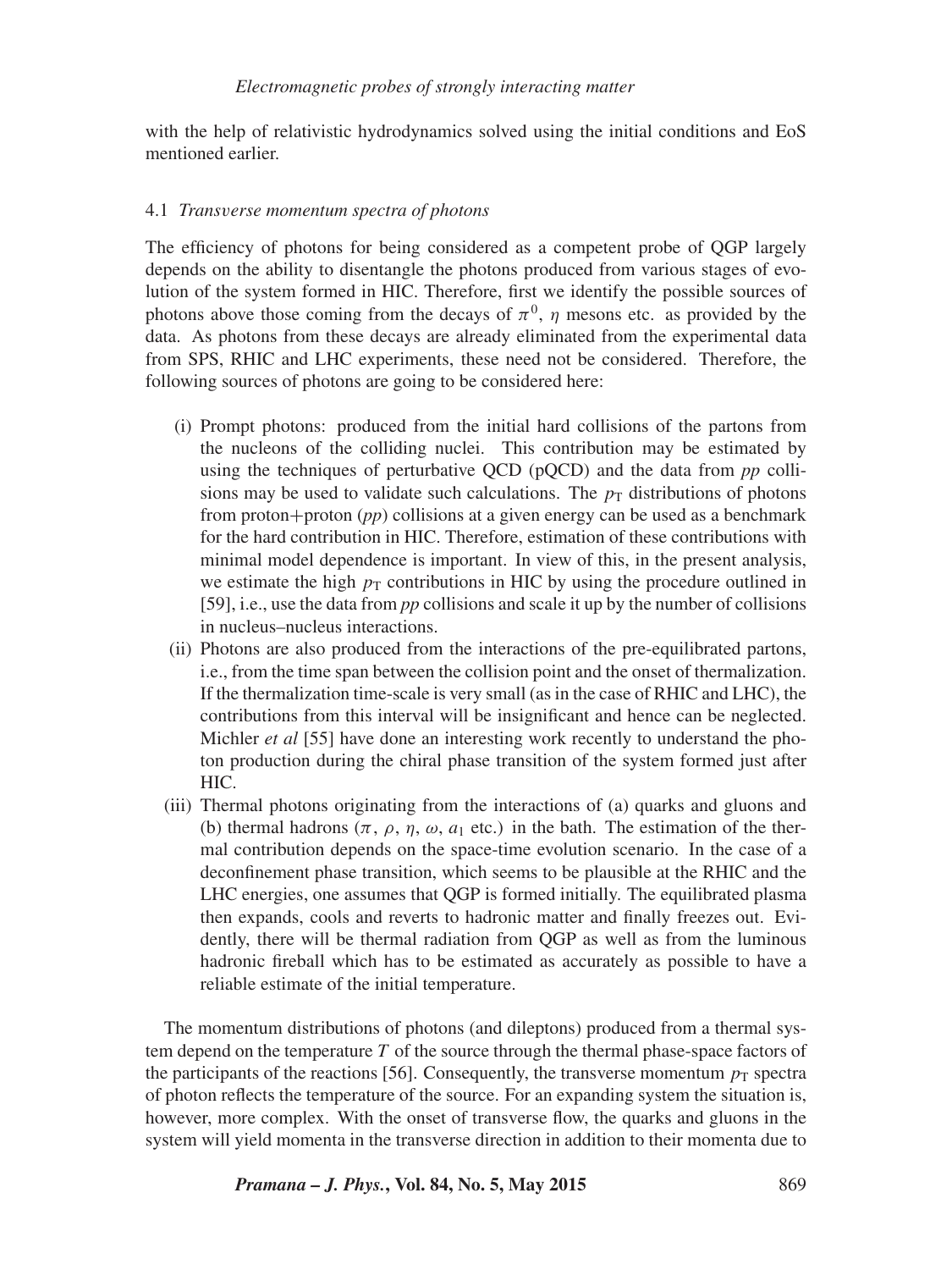with the help of relativistic hydrodynamics solved using the initial conditions and EoS mentioned earlier.

### 4.1 *Transverse momentum spectra of photons*

The efficiency of photons for being considered as a competent probe of QGP largely depends on the ability to disentangle the photons produced from various stages of evolution of the system formed in HIC. Therefore, first we identify the possible sources of photons above those coming from the decays of $\pi^0$, $\eta$ mesons etc. as provided by the data. As photons from these decays are already eliminated from the experimental data from SPS, RHIC and LHC experiments, these need not be considered. Therefore, the following sources of photons are going to be considered here:

- (i) Prompt photons: produced from the initial hard collisions of the partons from the nucleons of the colliding nuclei. This contribution may be estimated by using the techniques of perturbative QCD (pQCD) and the data from *pp* collisions may be used to validate such calculations. The $p_T$ distributions of photons from proton+proton (*pp*) collisions at a given energy can be used as a benchmark for the hard contribution in HIC. Therefore, estimation of these contributions with minimal model dependence is important. In view of this, in the present analysis, we estimate the high $p_T$ contributions in HIC by using the procedure outlined in [59], i.e., use the data from *pp* collisions and scale it up by the number of collisions in nucleus–nucleus interactions.
- (ii) Photons are also produced from the interactions of the pre-equilibrated partons, i.e., from the time span between the collision point and the onset of thermalization. If the thermalization time-scale is very small (as in the case of RHIC and LHC), the contributions from this interval will be insignificant and hence can be neglected. Michler *et al* [55] have done an interesting work recently to understand the photon production during the chiral phase transition of the system formed just after HIC.
- (iii) Thermal photons originating from the interactions of (a) quarks and gluons and (b) thermal hadrons ($\pi$, $\rho$, $\eta$, $\omega$, $a_1$ etc.) in the bath. The estimation of the thermal contribution depends on the space-time evolution scenario. In the case of a deconfinement phase transition, which seems to be plausible at the RHIC and the LHC energies, one assumes that QGP is formed initially. The equilibrated plasma then expands, cools and reverts to hadronic matter and finally freezes out. Evidently, there will be thermal radiation from QGP as well as from the luminous hadronic fireball which has to be estimated as accurately as possible to have a reliable estimate of the initial temperature.

The momentum distributions of photons (and dileptons) produced from a thermal system depend on the temperature $T$ of the source through the thermal phase-space factors of the participants of the reactions [56]. Consequently, the transverse momentum $p_T$ spectra of photon reflects the temperature of the source. For an expanding system the situation is, however, more complex. With the onset of transverse flow, the quarks and gluons in the system will yield momenta in the transverse direction in addition to their momenta due to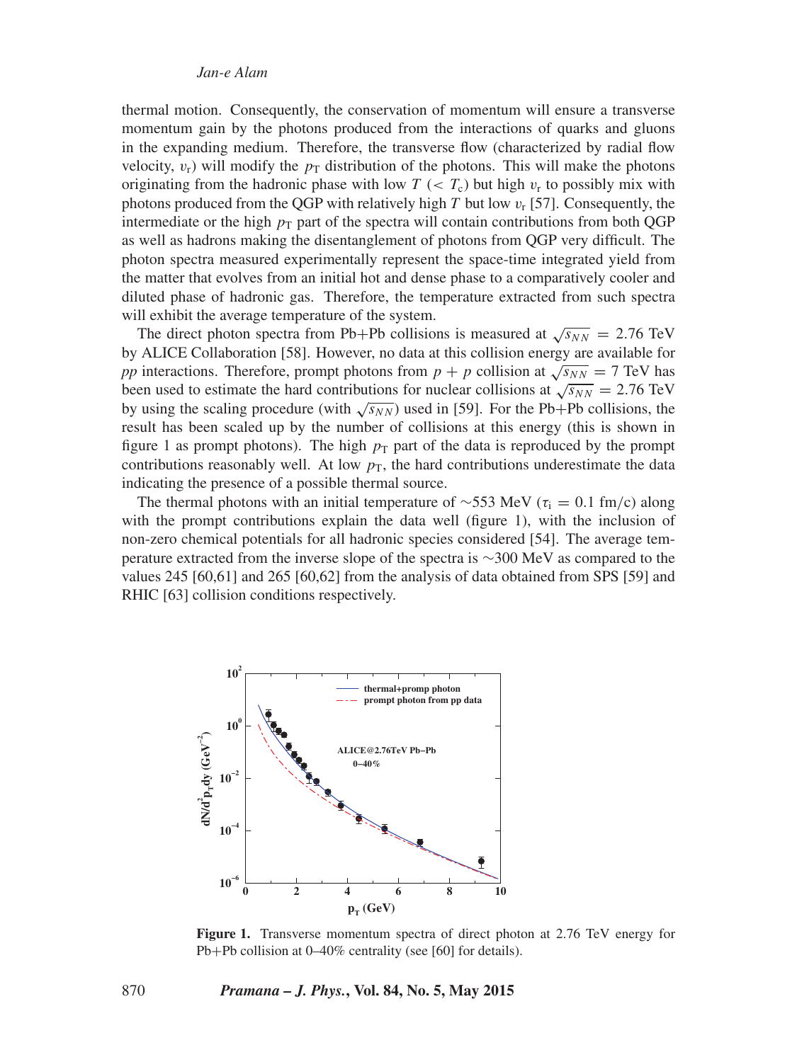thermal motion. Consequently, the conservation of momentum will ensure a transverse momentum gain by the photons produced from the interactions of quarks and gluons in the expanding medium. Therefore, the transverse flow (characterized by radial flow velocity, $v_r$) will modify the $p_T$ distribution of the photons. This will make the photons originating from the hadronic phase with low $T$ ($< T_c$) but high $v_r$ to possibly mix with photons produced from the QGP with relatively high $T$ but low $v_r$ [57]. Consequently, the intermediate or the high $p_T$ part of the spectra will contain contributions from both QGP as well as hadrons making the disentanglement of photons from QGP very difficult. The photon spectra measured experimentally represent the space-time integrated yield from the matter that evolves from an initial hot and dense phase to a comparatively cooler and diluted phase of hadronic gas. Therefore, the temperature extracted from such spectra will exhibit the average temperature of the system.

The direct photon spectra from Pb+Pb collisions is measured at $\sqrt{s_{NN}} = 2.76$ TeV by ALICE Collaboration [58]. However, no data at this collision energy are available for *pp* interactions. Therefore, prompt photons from $p + p$ collision at $\sqrt{s_{NN}} = 7$ TeV has been used to estimate the hard contributions for nuclear collisions at $\sqrt{s_{NN}} = 2.76$ TeV by using the scaling procedure (with $\sqrt{s_{NN}}$) used in [59]. For the Pb+Pb collisions, the result has been scaled up by the number of collisions at this energy (this is shown in figure 1 as prompt photons). The high $p_T$ part of the data is reproduced by the prompt contributions reasonably well. At low $p_T$, the hard contributions underestimate the data indicating the presence of a possible thermal source.

The thermal photons with an initial temperature of $\sim$553 MeV ($\tau_i = 0.1$ fm/c) along with the prompt contributions explain the data well (figure 1), with the inclusion of non-zero chemical potentials for all hadronic species considered [54]. The average temperature extracted from the inverse slope of the spectra is $\sim$300 MeV as compared to the values 245 [60,61] and 265 [60,62] from the analysis of data obtained from SPS [59] and RHIC [63] collision conditions respectively.

**Figure 1.** Transverse momentum spectra of direct photon at 2.76 TeV energy for Pb+Pb collision at 0–40% centrality (see [60] for details).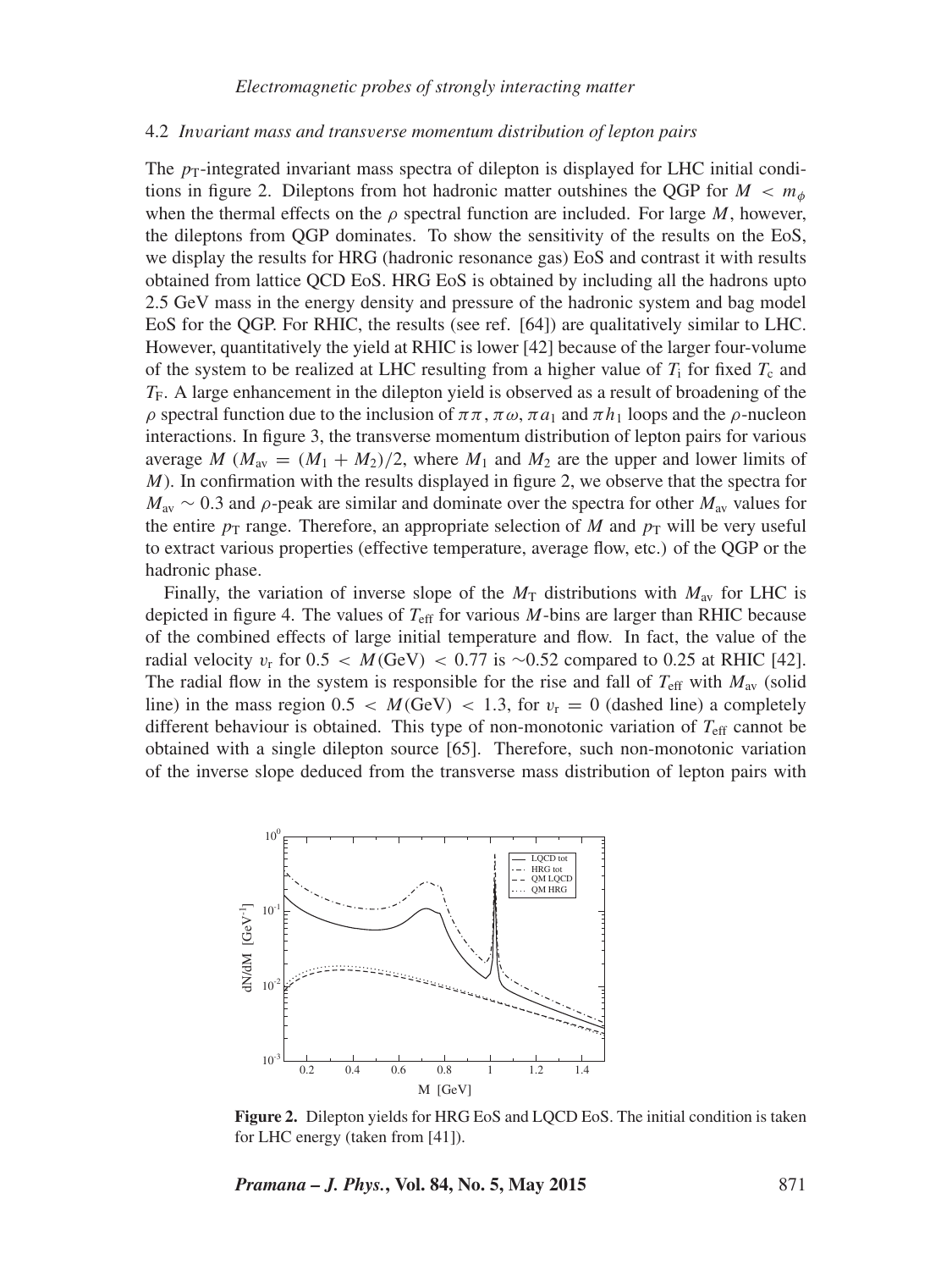### 4.2 *Invariant mass and transverse momentum distribution of lepton pairs*

The $p_T$-integrated invariant mass spectra of dilepton is displayed for LHC initial conditions in figure 2. Dileptons from hot hadronic matter outshines the QGP for $M < m_\phi$ when the thermal effects on the $\rho$ spectral function are included. For large $M$, however, the dileptons from QGP dominates. To show the sensitivity of the results on the EoS, we display the results for HRG (hadronic resonance gas) EoS and contrast it with results obtained from lattice QCD EoS. HRG EoS is obtained by including all the hadrons upto 2.5 GeV mass in the energy density and pressure of the hadronic system and bag model EoS for the QGP. For RHIC, the results (see ref. [64]) are qualitatively similar to LHC. However, quantitatively the yield at RHIC is lower [42] because of the larger four-volume of the system to be realized at LHC resulting from a higher value of $T_i$ for fixed $T_c$ and $T_F$. A large enhancement in the dilepton yield is observed as a result of broadening of the $\rho$ spectral function due to the inclusion of $\pi\pi$, $\pi\omega$, $\pi a_1$ and $\pi h_1$ loops and the $\rho$-nucleon interactions. In figure 3, the transverse momentum distribution of lepton pairs for various average $M$ ($M_{av} = (M_1 + M_2)/2$, where $M_1$ and $M_2$ are the upper and lower limits of $M$). In confirmation with the results displayed in figure 2, we observe that the spectra for $M_{av} \sim 0.3$ and $\rho$-peak are similar and dominate over the spectra for other $M_{av}$ values for the entire $p_T$ range. Therefore, an appropriate selection of $M$ and $p_T$ will be very useful to extract various properties (effective temperature, average flow, etc.) of the QGP or the hadronic phase.

Finally, the variation of inverse slope of the $M_T$ distributions with $M_{av}$ for LHC is depicted in figure 4. The values of $T_{eff}$ for various $M$-bins are larger than RHIC because of the combined effects of large initial temperature and flow. In fact, the value of the radial velocity $v_r$ for $0.5 < M(\text{GeV}) < 0.77$ is $\sim$0.52 compared to 0.25 at RHIC [42]. The radial flow in the system is responsible for the rise and fall of $T_{eff}$ with $M_{av}$ (solid line) in the mass region $0.5 < M(\text{GeV}) < 1.3$, for $v_r = 0$ (dashed line) a completely different behaviour is obtained. This type of non-monotonic variation of $T_{eff}$ cannot be obtained with a single dilepton source [65]. Therefore, such non-monotonic variation of the inverse slope deduced from the transverse mass distribution of lepton pairs with

**Figure 2.** Dilepton yields for HRG EoS and LQCD EoS. The initial condition is taken for LHC energy (taken from [41]).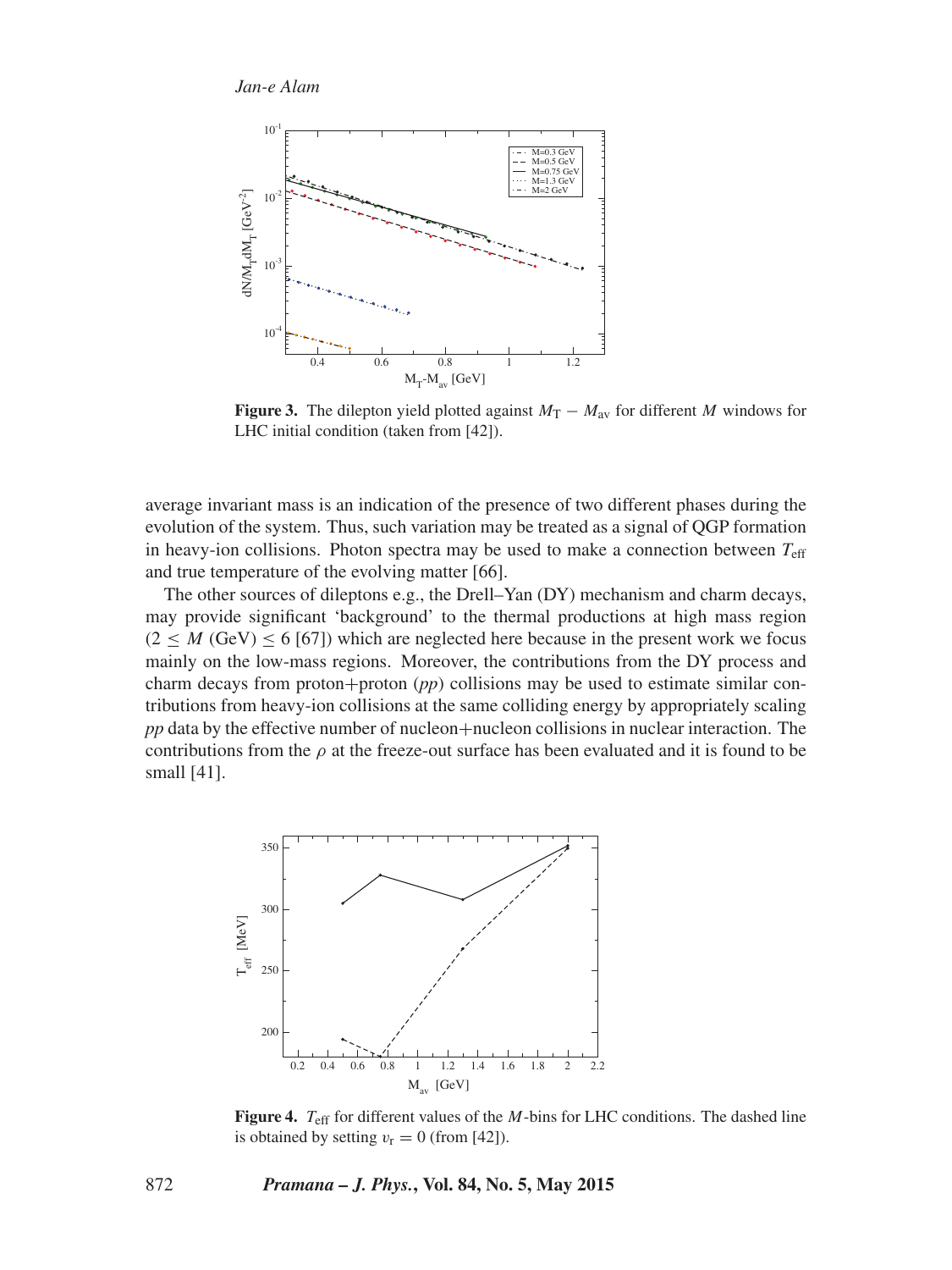**Figure 3.** The dilepton yield plotted against $M_T - M_{av}$ for different $M$ windows for LHC initial condition (taken from [42]).

average invariant mass is an indication of the presence of two different phases during the evolution of the system. Thus, such variation may be treated as a signal of QGP formation in heavy-ion collisions. Photon spectra may be used to make a connection between $T_{eff}$ and true temperature of the evolving matter [66].

The other sources of dileptons e.g., the Drell–Yan (DY) mechanism and charm decays, may provide significant 'background' to the thermal productions at high mass region ($2 \leq M$ (GeV) $\leq 6$ [67]) which are neglected here because in the present work we focus mainly on the low-mass regions. Moreover, the contributions from the DY process and charm decays from proton+proton (*pp*) collisions may be used to estimate similar contributions from heavy-ion collisions at the same colliding energy by appropriately scaling *pp* data by the effective number of nucleon+nucleon collisions in nuclear interaction. The contributions from the $\rho$ at the freeze-out surface has been evaluated and it is found to be small [41].

**Figure 4.** $T_{eff}$ for different values of the $M$-bins for LHC conditions. The dashed line is obtained by setting $v_r = 0$ (from [42]).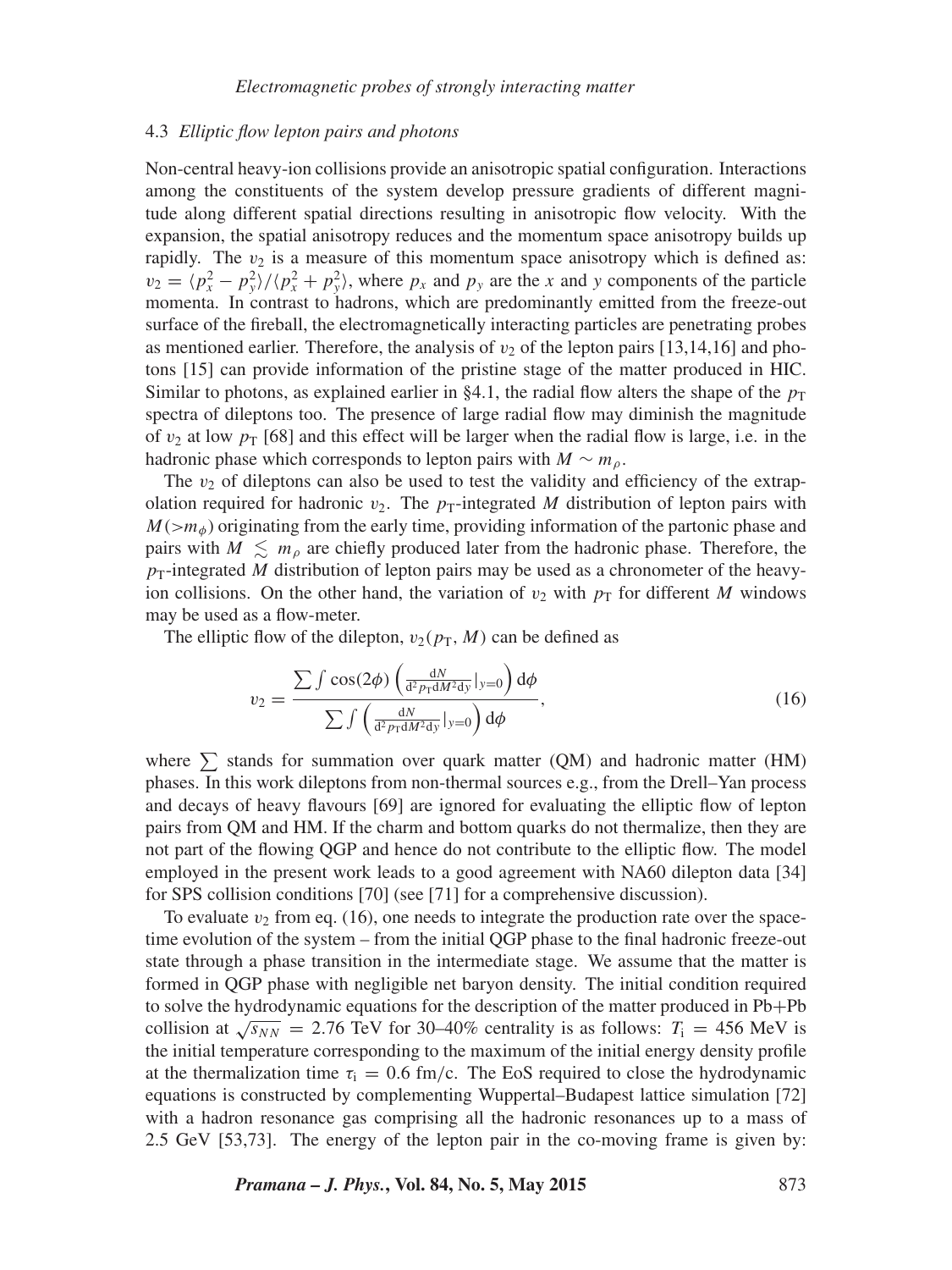### 4.3 *Elliptic flow lepton pairs and photons*

Non-central heavy-ion collisions provide an anisotropic spatial configuration. Interactions among the constituents of the system develop pressure gradients of different magnitude along different spatial directions resulting in anisotropic flow velocity. With the expansion, the spatial anisotropy reduces and the momentum space anisotropy builds up rapidly. The $v_2$ is a measure of this momentum space anisotropy which is defined as: $v_2 = \langle p_x^2 - p_y^2 \rangle / \langle p_x^2 + p_y^2 \rangle$, where $p_x$ and $p_y$ are the $x$ and $y$ components of the particle momenta. In contrast to hadrons, which are predominantly emitted from the freeze-out surface of the fireball, the electromagnetically interacting particles are penetrating probes as mentioned earlier. Therefore, the analysis of $v_2$ of the lepton pairs [13,14,16] and photons [15] can provide information of the pristine stage of the matter produced in HIC. Similar to photons, as explained earlier in §4.1, the radial flow alters the shape of the $p_T$ spectra of dileptons too. The presence of large radial flow may diminish the magnitude of $v_2$ at low $p_T$ [68] and this effect will be larger when the radial flow is large, i.e. in the hadronic phase which corresponds to lepton pairs with $M \sim m_\rho$.

The $v_2$ of dileptons can also be used to test the validity and efficiency of the extrapolation required for hadronic $v_2$. The $p_T$-integrated $M$ distribution of lepton pairs with $M(>m_\phi)$ originating from the early time, providing information of the partonic phase and pairs with $M \lesssim m_\rho$ are chiefly produced later from the hadronic phase. Therefore, the $p_T$-integrated $M$ distribution of lepton pairs may be used as a chronometer of the heavy-ion collisions. On the other hand, the variation of $v_2$ with $p_T$ for different $M$ windows may be used as a flow-meter.

The elliptic flow of the dilepton, $v_2(p_T, M)$ can be defined as

$$v_2 = \frac{\sum \int \cos(2\phi) \left( \frac{dN}{d^2 p_T dM^2 dy}|_{y=0} \right) d\phi}{\sum \int \left( \frac{dN}{d^2 p_T dM^2 dy}|_{y=0} \right) d\phi}, \tag{16}$$

where $\sum$ stands for summation over quark matter (QM) and hadronic matter (HM) phases. In this work dileptons from non-thermal sources e.g., from the Drell–Yan process and decays of heavy flavours [69] are ignored for evaluating the elliptic flow of lepton pairs from QM and HM. If the charm and bottom quarks do not thermalize, then they are not part of the flowing QGP and hence do not contribute to the elliptic flow. The model employed in the present work leads to a good agreement with NA60 dilepton data [34] for SPS collision conditions [70] (see [71] for a comprehensive discussion).

To evaluate $v_2$ from eq. (16), one needs to integrate the production rate over the space-time evolution of the system – from the initial QGP phase to the final hadronic freeze-out state through a phase transition in the intermediate stage. We assume that the matter is formed in QGP phase with negligible net baryon density. The initial condition required to solve the hydrodynamic equations for the description of the matter produced in Pb+Pb collision at $\sqrt{s_{NN}} = 2.76$ TeV for 30–40% centrality is as follows: $T_i = 456$ MeV is the initial temperature corresponding to the maximum of the initial energy density profile at the thermalization time $\tau_i = 0.6$ fm/c. The EoS required to close the hydrodynamic equations is constructed by complementing Wuppertal–Budapest lattice simulation [72] with a hadron resonance gas comprising all the hadronic resonances up to a mass of 2.5 GeV [53,73]. The energy of the lepton pair in the co-moving frame is given by: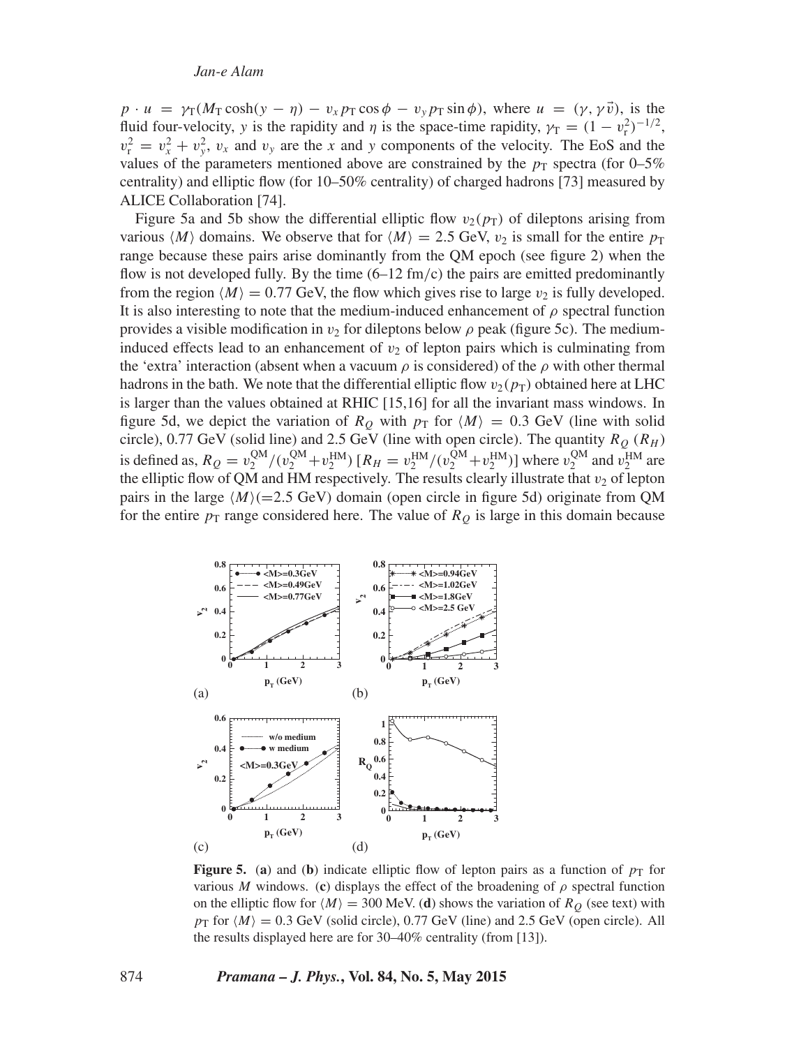$p \cdot u = \gamma_T(M_T \cosh(y - \eta) - v_x p_T \cos\phi - v_y p_T \sin\phi)$, where $u = (\gamma, \gamma\vec{v})$, is the fluid four-velocity, $y$ is the rapidity and $\eta$ is the space-time rapidity, $\gamma_T = (1 - v_r^2)^{-1/2}$, $v_r^2 = v_x^2 + v_y^2$, $v_x$ and $v_y$ are the $x$ and $y$ components of the velocity. The EoS and the values of the parameters mentioned above are constrained by the $p_T$ spectra (for 0–5% centrality) and elliptic flow (for 10–50% centrality) of charged hadrons [73] measured by ALICE Collaboration [74].

Figure 5a and 5b show the differential elliptic flow $v_2(p_T)$ of dileptons arising from various $\langle M \rangle$ domains. We observe that for $\langle M \rangle = 2.5$ GeV, $v_2$ is small for the entire $p_T$ range because these pairs arise dominantly from the QM epoch (see figure 2) when the flow is not developed fully. By the time (6–12 fm/c) the pairs are emitted predominantly from the region $\langle M \rangle = 0.77$ GeV, the flow which gives rise to large $v_2$ is fully developed. It is also interesting to note that the medium-induced enhancement of $\rho$ spectral function provides a visible modification in $v_2$ for dileptons below $\rho$ peak (figure 5c). The medium-induced effects lead to an enhancement of $v_2$ of lepton pairs which is culminating from the 'extra' interaction (absent when a vacuum $\rho$ is considered) of the $\rho$ with other thermal hadrons in the bath. We note that the differential elliptic flow $v_2(p_T)$ obtained here at LHC is larger than the values obtained at RHIC [15,16] for all the invariant mass windows. In figure 5d, we depict the variation of $R_Q$ with $p_T$ for $\langle M \rangle = 0.3$ GeV (line with solid circle), 0.77 GeV (solid line) and 2.5 GeV (line with open circle). The quantity $R_Q$ ($R_H$) is defined as, $R_Q = v_2^{\mathrm{QM}}/(v_2^{\mathrm{QM}} + v_2^{\mathrm{HM}})$ [$R_H = v_2^{\mathrm{HM}}/(v_2^{\mathrm{QM}} + v_2^{\mathrm{HM}})$] where $v_2^{\mathrm{QM}}$ and $v_2^{\mathrm{HM}}$ are the elliptic flow of QM and HM respectively. The results clearly illustrate that $v_2$ of lepton pairs in the large $\langle M \rangle$(=2.5 GeV) domain (open circle in figure 5d) originate from QM for the entire $p_T$ range considered here. The value of $R_Q$ is large in this domain because

**Figure 5.** (**a**) and (**b**) indicate elliptic flow of lepton pairs as a function of $p_T$ for various $M$ windows. (**c**) displays the effect of the broadening of $\rho$ spectral function on the elliptic flow for $\langle M \rangle = 300$ MeV. (**d**) shows the variation of $R_Q$ (see text) with $p_T$ for $\langle M \rangle = 0.3$ GeV (solid circle), 0.77 GeV (line) and 2.5 GeV (open circle). All the results displayed here are for 30–40% centrality (from [13]).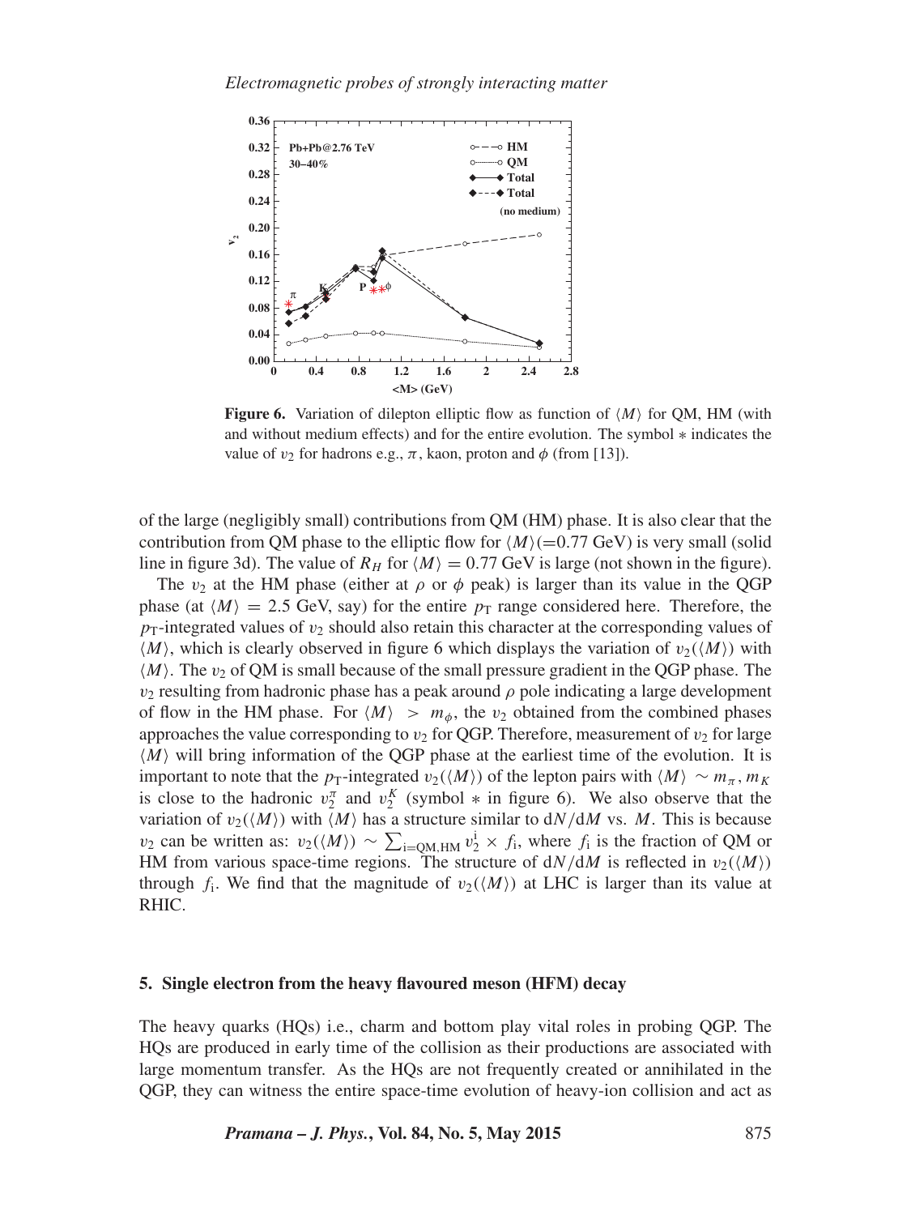**Figure 6.** Variation of dilepton elliptic flow as function of $\langle M \rangle$ for QM, HM (with and without medium effects) and for the entire evolution. The symbol $*$ indicates the value of $v_2$ for hadrons e.g., $\pi$, kaon, proton and $\phi$ (from [13]).

of the large (negligibly small) contributions from QM (HM) phase. It is also clear that the contribution from QM phase to the elliptic flow for $\langle M \rangle (=0.77$ GeV) is very small (solid line in figure 3d). The value of $R_H$ for $\langle M \rangle = 0.77$ GeV is large (not shown in the figure).

The $v_2$ at the HM phase (either at $\rho$ or $\phi$ peak) is larger than its value in the QGP phase (at $\langle M \rangle = 2.5$ GeV, say) for the entire $p_T$ range considered here. Therefore, the $p_T$-integrated values of $v_2$ should also retain this character at the corresponding values of $\langle M \rangle$, which is clearly observed in figure 6 which displays the variation of $v_2(\langle M \rangle)$ with $\langle M \rangle$. The $v_2$ of QM is small because of the small pressure gradient in the QGP phase. The $v_2$ resulting from hadronic phase has a peak around $\rho$ pole indicating a large development of flow in the HM phase. For $\langle M \rangle > m_\phi$, the $v_2$ obtained from the combined phases approaches the value corresponding to $v_2$ for QGP. Therefore, measurement of $v_2$ for large $\langle M \rangle$ will bring information of the QGP phase at the earliest time of the evolution. It is important to note that the $p_T$-integrated $v_2(\langle M \rangle)$ of the lepton pairs with $\langle M \rangle \sim m_\pi, m_K$ is close to the hadronic $v_2^\pi$ and $v_2^K$ (symbol $*$ in figure 6). We also observe that the variation of $v_2(\langle M \rangle)$ with $\langle M \rangle$ has a structure similar to $dN/dM$ vs. $M$. This is because $v_2$ can be written as: $v_2(\langle M \rangle) \sim \sum_{i=\mathrm{QM,HM}} v_2^i \times f_i$, where $f_i$ is the fraction of QM or HM from various space-time regions. The structure of $dN/dM$ is reflected in $v_2(\langle M \rangle)$ through $f_i$. We find that the magnitude of $v_2(\langle M \rangle)$ at LHC is larger than its value at RHIC.

## 5. Single electron from the heavy flavoured meson (HFM) decay

The heavy quarks (HQs) i.e., charm and bottom play vital roles in probing QGP. The HQs are produced in early time of the collision as their productions are associated with large momentum transfer. As the HQs are not frequently created or annihilated in the QGP, they can witness the entire space-time evolution of heavy-ion collision and act as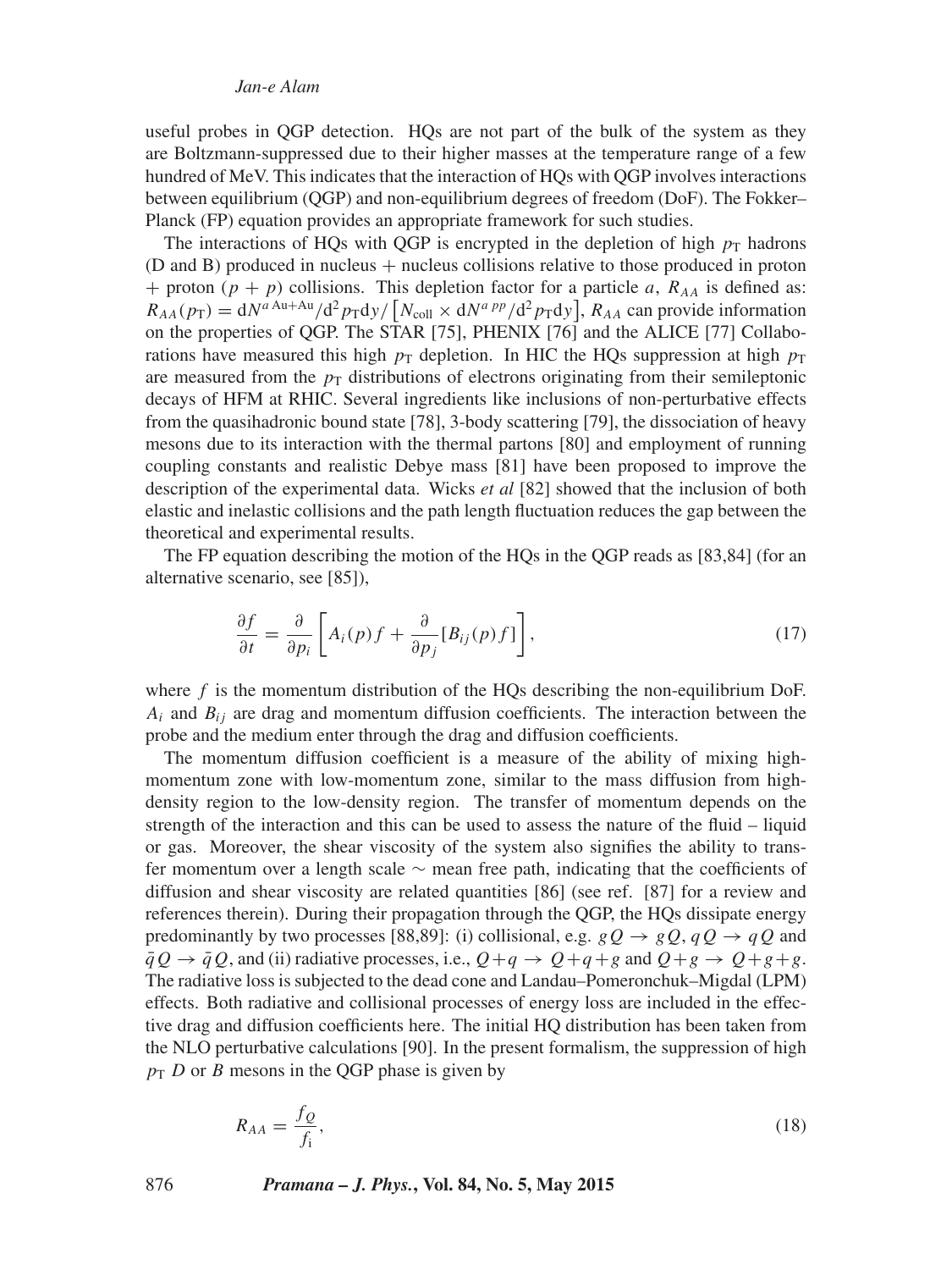useful probes in QGP detection. HQs are not part of the bulk of the system as they are Boltzmann-suppressed due to their higher masses at the temperature range of a few hundred of MeV. This indicates that the interaction of HQs with QGP involves interactions between equilibrium (QGP) and non-equilibrium degrees of freedom (DoF). The Fokker–Planck (FP) equation provides an appropriate framework for such studies.

The interactions of HQs with QGP is encrypted in the depletion of high $p_T$ hadrons (D and B) produced in nucleus + nucleus collisions relative to those produced in proton + proton ($p + p$) collisions. This depletion factor for a particle $a$, $R_{AA}$ is defined as: $R_{AA}(p_T) = dN^{a\,\mathrm{Au+Au}}/d^2p_T dy / \left[N_{\mathrm{coll}} \times dN^{a\,pp}/d^2p_T dy\right]$, $R_{AA}$ can provide information on the properties of QGP. The STAR [75], PHENIX [76] and the ALICE [77] Collaborations have measured this high $p_T$ depletion. In HIC the HQs suppression at high $p_T$ are measured from the $p_T$ distributions of electrons originating from their semileptonic decays of HFM at RHIC. Several ingredients like inclusions of non-perturbative effects from the quasihadronic bound state [78], 3-body scattering [79], the dissociation of heavy mesons due to its interaction with the thermal partons [80] and employment of running coupling constants and realistic Debye mass [81] have been proposed to improve the description of the experimental data. Wicks *et al* [82] showed that the inclusion of both elastic and inelastic collisions and the path length fluctuation reduces the gap between the theoretical and experimental results.

The FP equation describing the motion of the HQs in the QGP reads as [83,84] (for an alternative scenario, see [85]),

$$\frac{\partial f}{\partial t} = \frac{\partial}{\partial p_i}\left[A_i(p)f + \frac{\partial}{\partial p_j}[B_{ij}(p)f]\right], \tag{17}$$

where $f$ is the momentum distribution of the HQs describing the non-equilibrium DoF. $A_i$ and $B_{ij}$ are drag and momentum diffusion coefficients. The interaction between the probe and the medium enter through the drag and diffusion coefficients.

The momentum diffusion coefficient is a measure of the ability of mixing high-momentum zone with low-momentum zone, similar to the mass diffusion from high-density region to the low-density region. The transfer of momentum depends on the strength of the interaction and this can be used to assess the nature of the fluid – liquid or gas. Moreover, the shear viscosity of the system also signifies the ability to transfer momentum over a length scale $\sim$ mean free path, indicating that the coefficients of diffusion and shear viscosity are related quantities [86] (see ref. [87] for a review and references therein). During their propagation through the QGP, the HQs dissipate energy predominantly by two processes [88,89]: (i) collisional, e.g. $gQ \to gQ$, $qQ \to qQ$ and $\bar{q}Q \to \bar{q}Q$, and (ii) radiative processes, i.e., $Q+q \to Q+q+g$ and $Q+g \to Q+g+g$. The radiative loss is subjected to the dead cone and Landau–Pomeronchuk–Migdal (LPM) effects. Both radiative and collisional processes of energy loss are included in the effective drag and diffusion coefficients here. The initial HQ distribution has been taken from the NLO perturbative calculations [90]. In the present formalism, the suppression of high $p_T$ $D$ or $B$ mesons in the QGP phase is given by

$$R_{AA} = \frac{f_Q}{f_{\mathrm{i}}}, \tag{18}$$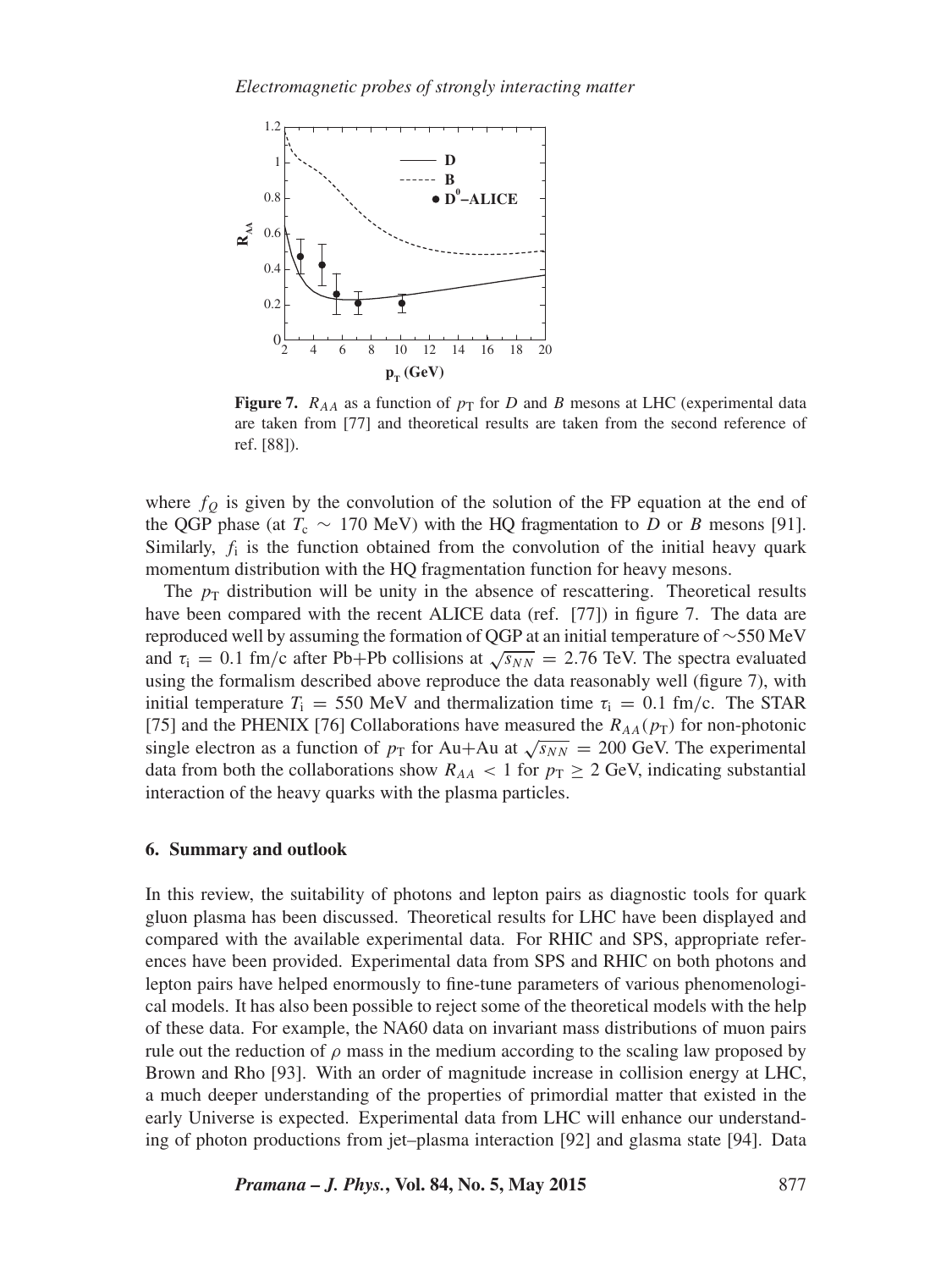**Figure 7.** $R_{AA}$ as a function of $p_T$ for $D$ and $B$ mesons at LHC (experimental data are taken from [77] and theoretical results are taken from the second reference of ref. [88]).

where $f_Q$ is given by the convolution of the solution of the FP equation at the end of the QGP phase (at $T_c \sim 170$ MeV) with the HQ fragmentation to $D$ or $B$ mesons [91]. Similarly, $f_i$ is the function obtained from the convolution of the initial heavy quark momentum distribution with the HQ fragmentation function for heavy mesons.

The $p_T$ distribution will be unity in the absence of rescattering. Theoretical results have been compared with the recent ALICE data (ref. [77]) in figure 7. The data are reproduced well by assuming the formation of QGP at an initial temperature of $\sim$550 MeV and $\tau_i = 0.1$ fm/c after Pb+Pb collisions at $\sqrt{s_{NN}} = 2.76$ TeV. The spectra evaluated using the formalism described above reproduce the data reasonably well (figure 7), with initial temperature $T_i = 550$ MeV and thermalization time $\tau_i = 0.1$ fm/c. The STAR [75] and the PHENIX [76] Collaborations have measured the $R_{AA}(p_T)$ for non-photonic single electron as a function of $p_T$ for Au+Au at $\sqrt{s_{NN}} = 200$ GeV. The experimental data from both the collaborations show $R_{AA} < 1$ for $p_T \geq 2$ GeV, indicating substantial interaction of the heavy quarks with the plasma particles.

## 6. Summary and outlook

In this review, the suitability of photons and lepton pairs as diagnostic tools for quark gluon plasma has been discussed. Theoretical results for LHC have been displayed and compared with the available experimental data. For RHIC and SPS, appropriate references have been provided. Experimental data from SPS and RHIC on both photons and lepton pairs have helped enormously to fine-tune parameters of various phenomenological models. It has also been possible to reject some of the theoretical models with the help of these data. For example, the NA60 data on invariant mass distributions of muon pairs rule out the reduction of $\rho$ mass in the medium according to the scaling law proposed by Brown and Rho [93]. With an order of magnitude increase in collision energy at LHC, a much deeper understanding of the properties of primordial matter that existed in the early Universe is expected. Experimental data from LHC will enhance our understanding of photon productions from jet–plasma interaction [92] and glasma state [94]. Data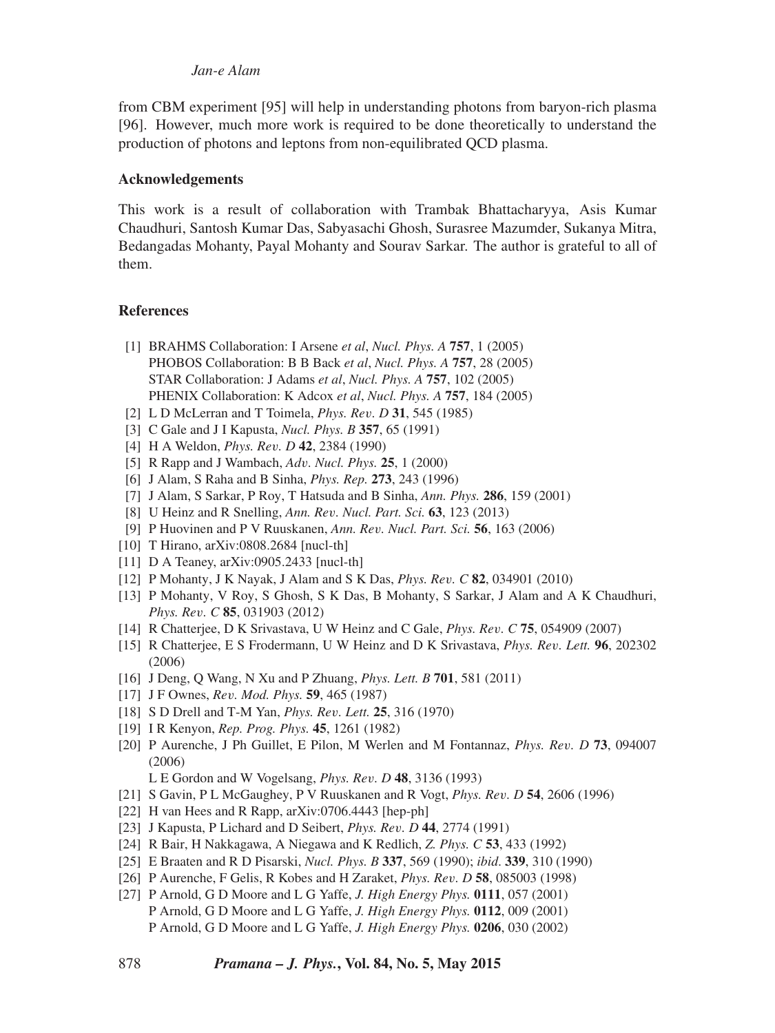from CBM experiment [95] will help in understanding photons from baryon-rich plasma [96]. However, much more work is required to be done theoretically to understand the production of photons and leptons from non-equilibrated QCD plasma.

### Acknowledgements

This work is a result of collaboration with Trambak Bhattacharyya, Asis Kumar Chaudhuri, Santosh Kumar Das, Sabyasachi Ghosh, Surasree Mazumder, Sukanya Mitra, Bedangadas Mohanty, Payal Mohanty and Sourav Sarkar. The author is grateful to all of them.

### References

[1] BRAHMS Collaboration: I Arsene *et al*, *Nucl. Phys. A* **757**, 1 (2005)
PHOBOS Collaboration: B B Back *et al*, *Nucl. Phys. A* **757**, 28 (2005)
STAR Collaboration: J Adams *et al*, *Nucl. Phys. A* **757**, 102 (2005)
PHENIX Collaboration: K Adcox *et al*, *Nucl. Phys. A* **757**, 184 (2005)

[2] L D McLerran and T Toimela, *Phys. Rev. D* **31**, 545 (1985)

[3] C Gale and J I Kapusta, *Nucl. Phys. B* **357**, 65 (1991)

[4] H A Weldon, *Phys. Rev. D* **42**, 2384 (1990)

[5] R Rapp and J Wambach, *Adv. Nucl. Phys.* **25**, 1 (2000)

[6] J Alam, S Raha and B Sinha, *Phys. Rep.* **273**, 243 (1996)

[7] J Alam, S Sarkar, P Roy, T Hatsuda and B Sinha, *Ann. Phys.* **286**, 159 (2001)

[8] U Heinz and R Snelling, *Ann. Rev. Nucl. Part. Sci.* **63**, 123 (2013)

[9] P Huovinen and P V Ruuskanen, *Ann. Rev. Nucl. Part. Sci.* **56**, 163 (2006)

[10] T Hirano, arXiv:0808.2684 [nucl-th]

[11] D A Teaney, arXiv:0905.2433 [nucl-th]

[12] P Mohanty, J K Nayak, J Alam and S K Das, *Phys. Rev. C* **82**, 034901 (2010)

[13] P Mohanty, V Roy, S Ghosh, S K Das, B Mohanty, S Sarkar, J Alam and A K Chaudhuri, *Phys. Rev. C* **85**, 031903 (2012)

[14] R Chatterjee, D K Srivastava, U W Heinz and C Gale, *Phys. Rev. C* **75**, 054909 (2007)

[15] R Chatterjee, E S Frodermann, U W Heinz and D K Srivastava, *Phys. Rev. Lett.* **96**, 202302 (2006)

[16] J Deng, Q Wang, N Xu and P Zhuang, *Phys. Lett. B* **701**, 581 (2011)

[17] J F Ownes, *Rev. Mod. Phys.* **59**, 465 (1987)

[18] S D Drell and T-M Yan, *Phys. Rev. Lett.* **25**, 316 (1970)

[19] I R Kenyon, *Rep. Prog. Phys.* **45**, 1261 (1982)

[20] P Aurenche, J Ph Guillet, E Pilon, M Werlen and M Fontannaz, *Phys. Rev. D* **73**, 094007 (2006)
L E Gordon and W Vogelsang, *Phys. Rev. D* **48**, 3136 (1993)

[21] S Gavin, P L McGaughey, P V Ruuskanen and R Vogt, *Phys. Rev. D* **54**, 2606 (1996)

[22] H van Hees and R Rapp, arXiv:0706.4443 [hep-ph]

[23] J Kapusta, P Lichard and D Seibert, *Phys. Rev. D* **44**, 2774 (1991)

[24] R Bair, H Nakkagawa, A Niegawa and K Redlich, *Z. Phys. C* **53**, 433 (1992)

[25] E Braaten and R D Pisarski, *Nucl. Phys. B* **337**, 569 (1990); *ibid.* **339**, 310 (1990)

[26] P Aurenche, F Gelis, R Kobes and H Zaraket, *Phys. Rev. D* **58**, 085003 (1998)

[27] P Arnold, G D Moore and L G Yaffe, *J. High Energy Phys.* **0111**, 057 (2001)
P Arnold, G D Moore and L G Yaffe, *J. High Energy Phys.* **0112**, 009 (2001)
P Arnold, G D Moore and L G Yaffe, *J. High Energy Phys.* **0206**, 030 (2002)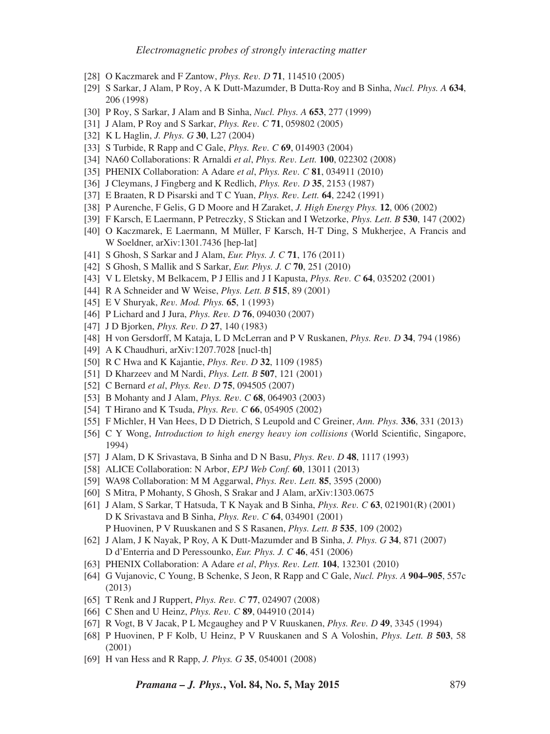[28] O Kaczmarek and F Zantow, *Phys. Rev. D* **71**, 114510 (2005)

[29] S Sarkar, J Alam, P Roy, A K Dutt-Mazumder, B Dutta-Roy and B Sinha, *Nucl. Phys. A* **634**, 206 (1998)

[30] P Roy, S Sarkar, J Alam and B Sinha, *Nucl. Phys. A* **653**, 277 (1999)

[31] J Alam, P Roy and S Sarkar, *Phys. Rev. C* **71**, 059802 (2005)

[32] K L Haglin, *J. Phys. G* **30**, L27 (2004)

[33] S Turbide, R Rapp and C Gale, *Phys. Rev. C* **69**, 014903 (2004)

[34] NA60 Collaborations: R Arnaldi *et al*, *Phys. Rev. Lett.* **100**, 022302 (2008)

[35] PHENIX Collaboration: A Adare *et al*, *Phys. Rev. C* **81**, 034911 (2010)

[36] J Cleymans, J Fingberg and K Redlich, *Phys. Rev. D* **35**, 2153 (1987)

[37] E Braaten, R D Pisarski and T C Yuan, *Phys. Rev. Lett.* **64**, 2242 (1991)

[38] P Aurenche, F Gelis, G D Moore and H Zaraket, *J. High Energy Phys.* **12**, 006 (2002)

[39] F Karsch, E Laermann, P Petreczky, S Stickan and I Wetzorke, *Phys. Lett. B* **530**, 147 (2002)

[40] O Kaczmarek, E Laermann, M Müller, F Karsch, H-T Ding, S Mukherjee, A Francis and W Soeldner, arXiv:1301.7436 [hep-lat]

[41] S Ghosh, S Sarkar and J Alam, *Eur. Phys. J. C* **71**, 176 (2011)

[42] S Ghosh, S Mallik and S Sarkar, *Eur. Phys. J. C* **70**, 251 (2010)

[43] V L Eletsky, M Belkacem, P J Ellis and J I Kapusta, *Phys. Rev. C* **64**, 035202 (2001)

[44] R A Schneider and W Weise, *Phys. Lett. B* **515**, 89 (2001)

[45] E V Shuryak, *Rev. Mod. Phys.* **65**, 1 (1993)

[46] P Lichard and J Jura, *Phys. Rev. D* **76**, 094030 (2007)

[47] J D Bjorken, *Phys. Rev. D* **27**, 140 (1983)

[48] H von Gersdorff, M Kataja, L D McLerran and P V Ruskanen, *Phys. Rev. D* **34**, 794 (1986)

[49] A K Chaudhuri, arXiv:1207.7028 [nucl-th]

[50] R C Hwa and K Kajantie, *Phys. Rev. D* **32**, 1109 (1985)

[51] D Kharzeev and M Nardi, *Phys. Lett. B* **507**, 121 (2001)

[52] C Bernard *et al*, *Phys. Rev. D* **75**, 094505 (2007)

[53] B Mohanty and J Alam, *Phys. Rev. C* **68**, 064903 (2003)

[54] T Hirano and K Tsuda, *Phys. Rev. C* **66**, 054905 (2002)

[55] F Michler, H Van Hees, D D Dietrich, S Leupold and C Greiner, *Ann. Phys.* **336**, 331 (2013)

[56] C Y Wong, *Introduction to high energy heavy ion collisions* (World Scientific, Singapore, 1994)

[57] J Alam, D K Srivastava, B Sinha and D N Basu, *Phys. Rev. D* **48**, 1117 (1993)

[58] ALICE Collaboration: N Arbor, *EPJ Web Conf.* **60**, 13011 (2013)

[59] WA98 Collaboration: M M Aggarwal, *Phys. Rev. Lett.* **85**, 3595 (2000)

[60] S Mitra, P Mohanty, S Ghosh, S Srakar and J Alam, arXiv:1303.0675

[61] J Alam, S Sarkar, T Hatsuda, T K Nayak and B Sinha, *Phys. Rev. C* **63**, 021901(R) (2001)
D K Srivastava and B Sinha, *Phys. Rev. C* **64**, 034901 (2001)
P Huovinen, P V Ruuskanen and S S Rasanen, *Phys. Lett. B* **535**, 109 (2002)

[62] J Alam, J K Nayak, P Roy, A K Dutt-Mazumder and B Sinha, *J. Phys. G* **34**, 871 (2007)
D d'Enterria and D Peressounko, *Eur. Phys. J. C* **46**, 451 (2006)

[63] PHENIX Collaboration: A Adare *et al*, *Phys. Rev. Lett.* **104**, 132301 (2010)

[64] G Vujanovic, C Young, B Schenke, S Jeon, R Rapp and C Gale, *Nucl. Phys. A* **904–905**, 557c (2013)

[65] T Renk and J Ruppert, *Phys. Rev. C* **77**, 024907 (2008)

[66] C Shen and U Heinz, *Phys. Rev. C* **89**, 044910 (2014)

[67] R Vogt, B V Jacak, P L Mcgaughey and P V Ruuskanen, *Phys. Rev. D* **49**, 3345 (1994)

[68] P Huovinen, P F Kolb, U Heinz, P V Ruuskanen and S A Voloshin, *Phys. Lett. B* **503**, 58 (2001)

[69] H van Hess and R Rapp, *J. Phys. G* **35**, 054001 (2008)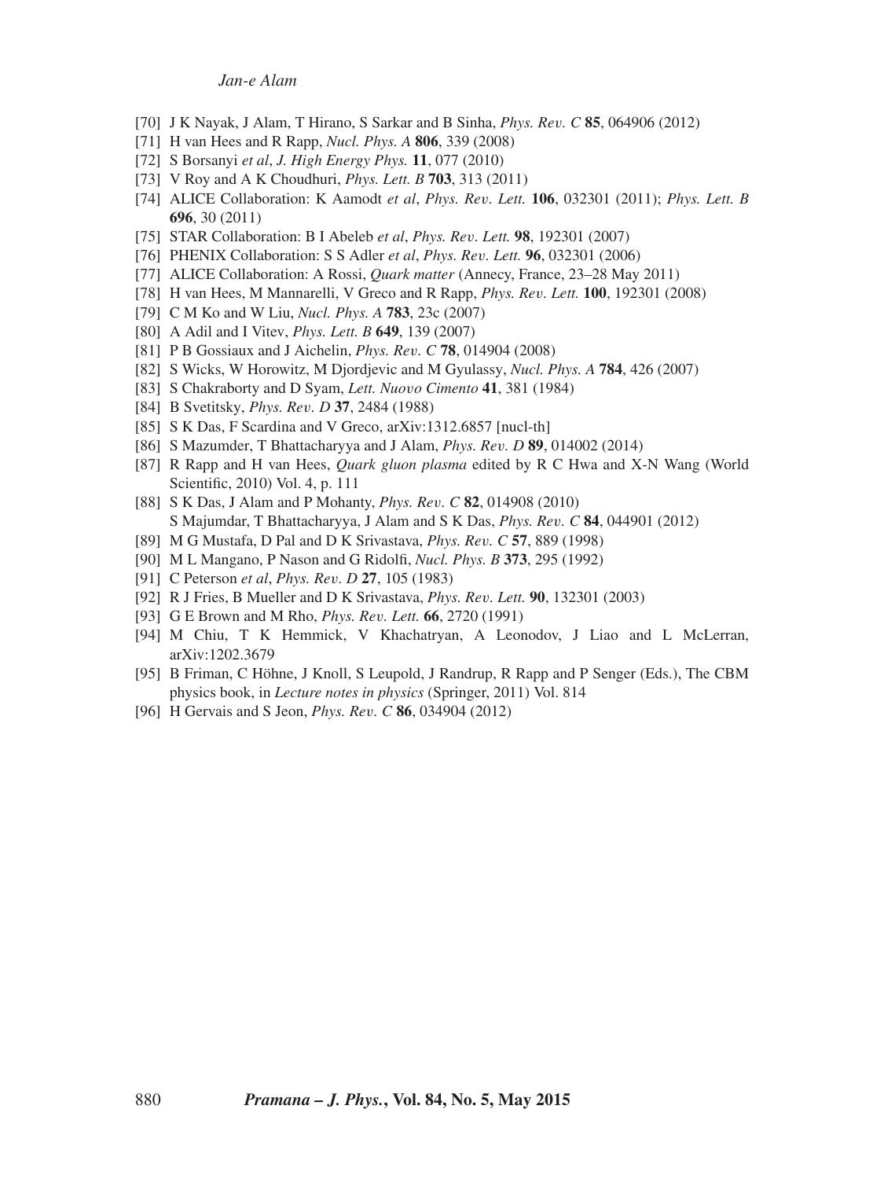[70] J K Nayak, J Alam, T Hirano, S Sarkar and B Sinha, *Phys. Rev. C* **85**, 064906 (2012)
[71] H van Hees and R Rapp, *Nucl. Phys. A* **806**, 339 (2008)
[72] S Borsanyi *et al*, *J. High Energy Phys.* **11**, 077 (2010)
[73] V Roy and A K Choudhuri, *Phys. Lett. B* **703**, 313 (2011)
[74] ALICE Collaboration: K Aamodt *et al*, *Phys. Rev. Lett.* **106**, 032301 (2011); *Phys. Lett. B* **696**, 30 (2011)
[75] STAR Collaboration: B I Abeleb *et al*, *Phys. Rev. Lett.* **98**, 192301 (2007)
[76] PHENIX Collaboration: S S Adler *et al*, *Phys. Rev. Lett.* **96**, 032301 (2006)
[77] ALICE Collaboration: A Rossi, *Quark matter* (Annecy, France, 23–28 May 2011)
[78] H van Hees, M Mannarelli, V Greco and R Rapp, *Phys. Rev. Lett.* **100**, 192301 (2008)
[79] C M Ko and W Liu, *Nucl. Phys. A* **783**, 23c (2007)
[80] A Adil and I Vitev, *Phys. Lett. B* **649**, 139 (2007)
[81] P B Gossiaux and J Aichelin, *Phys. Rev. C* **78**, 014904 (2008)
[82] S Wicks, W Horowitz, M Djordjevic and M Gyulassy, *Nucl. Phys. A* **784**, 426 (2007)
[83] S Chakraborty and D Syam, *Lett. Nuovo Cimento* **41**, 381 (1984)
[84] B Svetitsky, *Phys. Rev. D* **37**, 2484 (1988)
[85] S K Das, F Scardina and V Greco, arXiv:1312.6857 [nucl-th]
[86] S Mazumder, T Bhattacharyya and J Alam, *Phys. Rev. D* **89**, 014002 (2014)
[87] R Rapp and H van Hees, *Quark gluon plasma* edited by R C Hwa and X-N Wang (World Scientific, 2010) Vol. 4, p. 111
[88] S K Das, J Alam and P Mohanty, *Phys. Rev. C* **82**, 014908 (2010)
S Majumdar, T Bhattacharyya, J Alam and S K Das, *Phys. Rev. C* **84**, 044901 (2012)
[89] M G Mustafa, D Pal and D K Srivastava, *Phys. Rev. C* **57**, 889 (1998)
[90] M L Mangano, P Nason and G Ridolfi, *Nucl. Phys. B* **373**, 295 (1992)
[91] C Peterson *et al*, *Phys. Rev. D* **27**, 105 (1983)
[92] R J Fries, B Mueller and D K Srivastava, *Phys. Rev. Lett.* **90**, 132301 (2003)
[93] G E Brown and M Rho, *Phys. Rev. Lett.* **66**, 2720 (1991)
[94] M Chiu, T K Hemmick, V Khachatryan, A Leonodov, J Liao and L McLerran, arXiv:1202.3679
[95] B Friman, C Höhne, J Knoll, S Leupold, J Randrup, R Rapp and P Senger (Eds.), The CBM physics book, in *Lecture notes in physics* (Springer, 2011) Vol. 814
[96] H Gervais and S Jeon, *Phys. Rev. C* **86**, 034904 (2012)